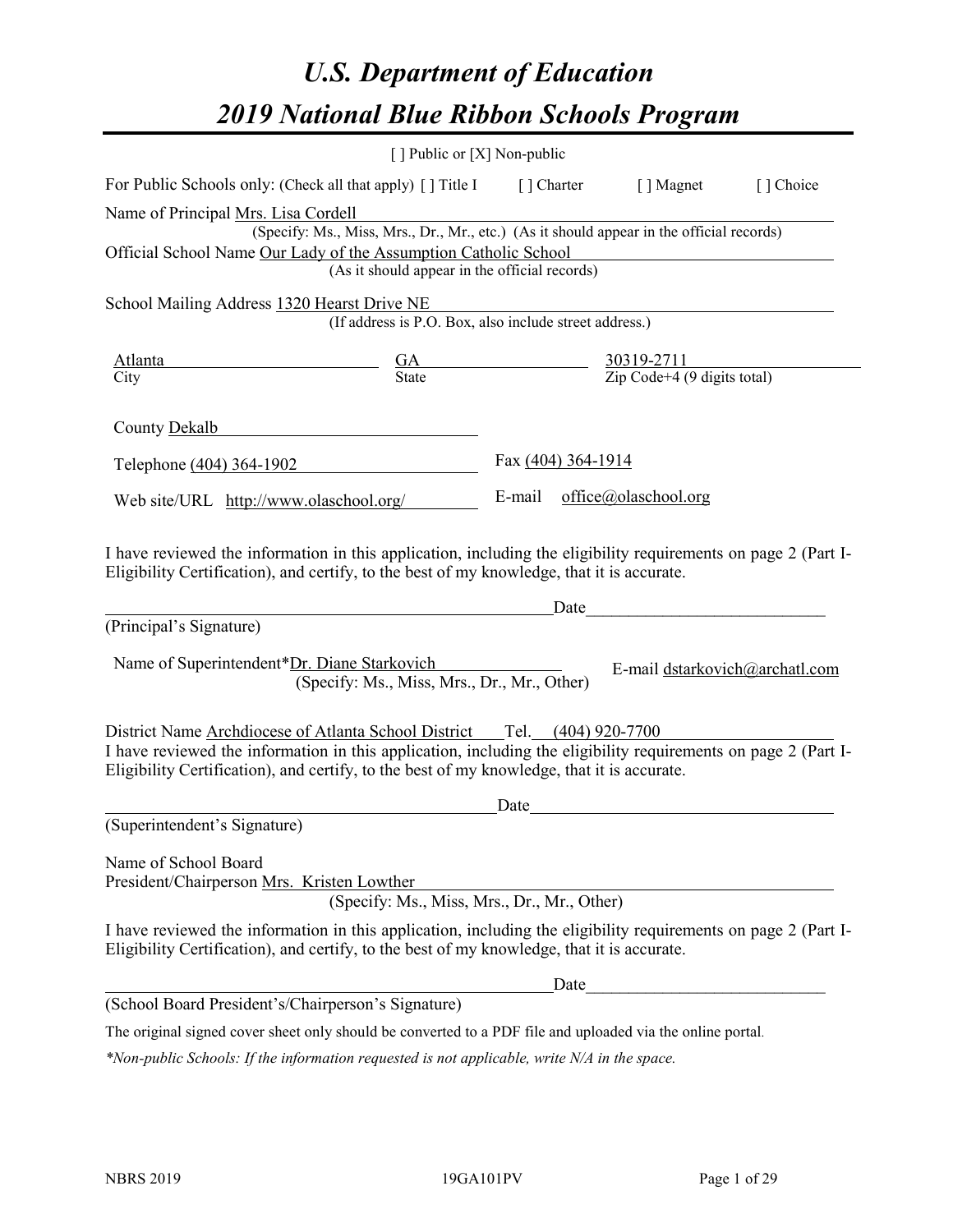# *U.S. Department of Education*

# *2019 National Blue Ribbon Schools Program*

[ ] Public or [X] Non-public

For Public Schools only: (Check all that apply) [ ] Title I [ ] Charter [ ] Magnet [ ] Choice

Name of Principal Mrs. Lisa Cordell
(Specify: Ms., Miss, Mrs., Dr., Mr., etc.) (As it should appear in the official records)

Official School Name Our Lady of the Assumption Catholic School
(As it should appear in the official records)

School Mailing Address 1320 Hearst Drive NE
(If address is P.O. Box, also include street address.)

| Atlanta | GA | 30319-2711 |
|---|---|---|
| City | State | Zip Code+4 (9 digits total) |

County Dekalb

Telephone (404) 364-1902 Fax (404) 364-1914

Web site/URL http://www.olaschool.org/ E-mail office@olaschool.org

I have reviewed the information in this application, including the eligibility requirements on page 2 (Part I-Eligibility Certification), and certify, to the best of my knowledge, that it is accurate.

_______________________________________________ Date_________________________

(Principal's Signature)

Name of Superintendent*Dr. Diane Starkovich E-mail dstarkovich@archatl.com
(Specify: Ms., Miss, Mrs., Dr., Mr., Other)

District Name Archdiocese of Atlanta School District Tel. (404) 920-7700

I have reviewed the information in this application, including the eligibility requirements on page 2 (Part I-Eligibility Certification), and certify, to the best of my knowledge, that it is accurate.

_______________________________________________ Date_________________________

(Superintendent's Signature)

Name of School Board
President/Chairperson Mrs. Kristen Lowther
(Specify: Ms., Miss, Mrs., Dr., Mr., Other)

I have reviewed the information in this application, including the eligibility requirements on page 2 (Part I-Eligibility Certification), and certify, to the best of my knowledge, that it is accurate.

_______________________________________________ Date_________________________

(School Board President's/Chairperson's Signature)

The original signed cover sheet only should be converted to a PDF file and uploaded via the online portal.

*\*Non-public Schools: If the information requested is not applicable, write N/A in the space.*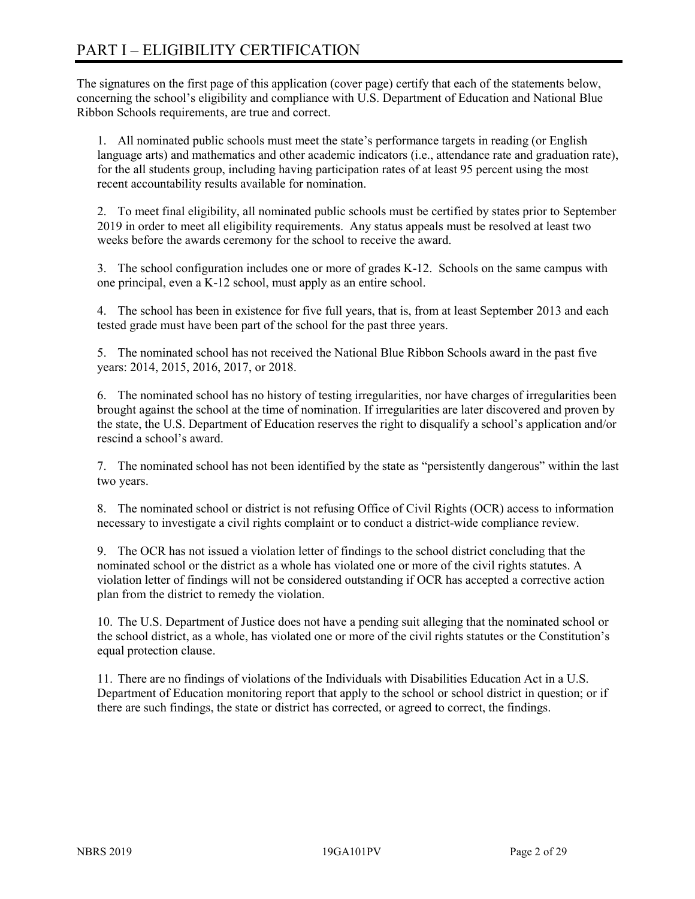# PART I – ELIGIBILITY CERTIFICATION

The signatures on the first page of this application (cover page) certify that each of the statements below, concerning the school's eligibility and compliance with U.S. Department of Education and National Blue Ribbon Schools requirements, are true and correct.

1. All nominated public schools must meet the state's performance targets in reading (or English language arts) and mathematics and other academic indicators (i.e., attendance rate and graduation rate), for the all students group, including having participation rates of at least 95 percent using the most recent accountability results available for nomination.

2. To meet final eligibility, all nominated public schools must be certified by states prior to September 2019 in order to meet all eligibility requirements. Any status appeals must be resolved at least two weeks before the awards ceremony for the school to receive the award.

3. The school configuration includes one or more of grades K-12. Schools on the same campus with one principal, even a K-12 school, must apply as an entire school.

4. The school has been in existence for five full years, that is, from at least September 2013 and each tested grade must have been part of the school for the past three years.

5. The nominated school has not received the National Blue Ribbon Schools award in the past five years: 2014, 2015, 2016, 2017, or 2018.

6. The nominated school has no history of testing irregularities, nor have charges of irregularities been brought against the school at the time of nomination. If irregularities are later discovered and proven by the state, the U.S. Department of Education reserves the right to disqualify a school's application and/or rescind a school's award.

7. The nominated school has not been identified by the state as "persistently dangerous" within the last two years.

8. The nominated school or district is not refusing Office of Civil Rights (OCR) access to information necessary to investigate a civil rights complaint or to conduct a district-wide compliance review.

9. The OCR has not issued a violation letter of findings to the school district concluding that the nominated school or the district as a whole has violated one or more of the civil rights statutes. A violation letter of findings will not be considered outstanding if OCR has accepted a corrective action plan from the district to remedy the violation.

10. The U.S. Department of Justice does not have a pending suit alleging that the nominated school or the school district, as a whole, has violated one or more of the civil rights statutes or the Constitution's equal protection clause.

11. There are no findings of violations of the Individuals with Disabilities Education Act in a U.S. Department of Education monitoring report that apply to the school or school district in question; or if there are such findings, the state or district has corrected, or agreed to correct, the findings.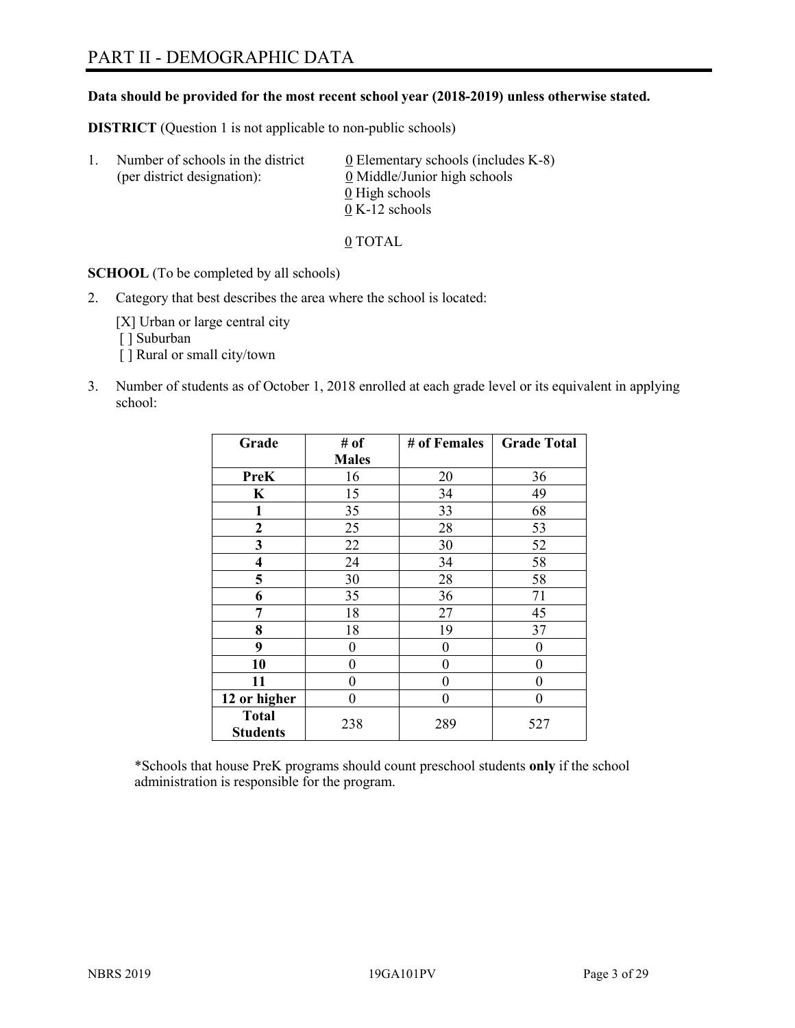# PART II - DEMOGRAPHIC DATA

**Data should be provided for the most recent school year (2018-2019) unless otherwise stated.**

**DISTRICT** (Question 1 is not applicable to non-public schools)

1. Number of schools in the district (per district designation):
   - 0 Elementary schools (includes K-8)
   - 0 Middle/Junior high schools
   - 0 High schools
   - 0 K-12 schools

   0 TOTAL

**SCHOOL** (To be completed by all schools)

2. Category that best describes the area where the school is located:

   [X] Urban or large central city
   [ ] Suburban
   [ ] Rural or small city/town

3. Number of students as of October 1, 2018 enrolled at each grade level or its equivalent in applying school:

| Grade | # of Males | # of Females | Grade Total |
|---|---|---|---|
| **PreK** | 16 | 20 | 36 |
| **K** | 15 | 34 | 49 |
| **1** | 35 | 33 | 68 |
| **2** | 25 | 28 | 53 |
| **3** | 22 | 30 | 52 |
| **4** | 24 | 34 | 58 |
| **5** | 30 | 28 | 58 |
| **6** | 35 | 36 | 71 |
| **7** | 18 | 27 | 45 |
| **8** | 18 | 19 | 37 |
| **9** | 0 | 0 | 0 |
| **10** | 0 | 0 | 0 |
| **11** | 0 | 0 | 0 |
| **12 or higher** | 0 | 0 | 0 |
| **Total Students** | 238 | 289 | 527 |

*Schools that house PreK programs should count preschool students **only** if the school administration is responsible for the program.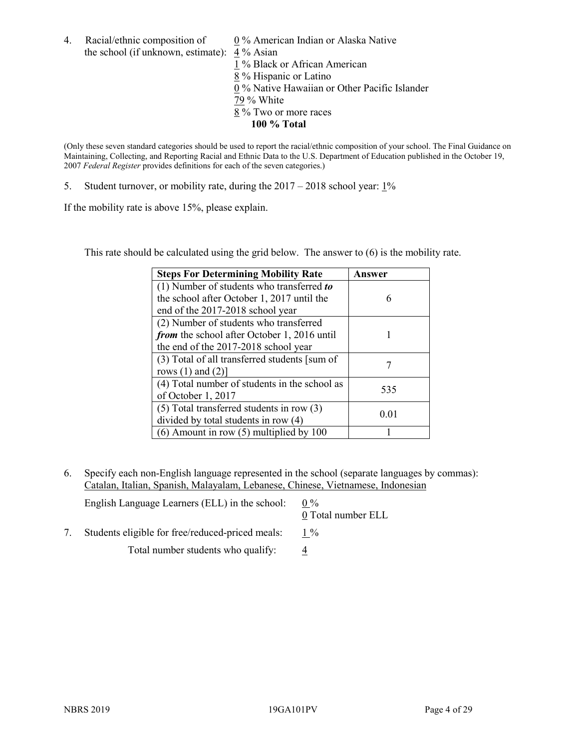4. Racial/ethnic composition of the school (if unknown, estimate):
   0 % American Indian or Alaska Native
   4 % Asian
   1 % Black or African American
   8 % Hispanic or Latino
   0 % Native Hawaiian or Other Pacific Islander
   79 % White
   8 % Two or more races
   **100 % Total**

(Only these seven standard categories should be used to report the racial/ethnic composition of your school. The Final Guidance on Maintaining, Collecting, and Reporting Racial and Ethnic Data to the U.S. Department of Education published in the October 19, 2007 *Federal Register* provides definitions for each of the seven categories.)

5. Student turnover, or mobility rate, during the 2017 – 2018 school year: 1%

If the mobility rate is above 15%, please explain.

This rate should be calculated using the grid below. The answer to (6) is the mobility rate.

| Steps For Determining Mobility Rate | Answer |
|---|---|
| (1) Number of students who transferred ***to*** the school after October 1, 2017 until the end of the 2017-2018 school year | 6 |
| (2) Number of students who transferred ***from*** the school after October 1, 2016 until the end of the 2017-2018 school year | 1 |
| (3) Total of all transferred students [sum of rows (1) and (2)] | 7 |
| (4) Total number of students in the school as of October 1, 2017 | 535 |
| (5) Total transferred students in row (3) divided by total students in row (4) | 0.01 |
| (6) Amount in row (5) multiplied by 100 | 1 |

6. Specify each non-English language represented in the school (separate languages by commas): Catalan, Italian, Spanish, Malayalam, Lebanese, Chinese, Vietnamese, Indonesian

   English Language Learners (ELL) in the school: 0 %
   0 Total number ELL

7. Students eligible for free/reduced-priced meals: 1 %

   Total number students who qualify: 4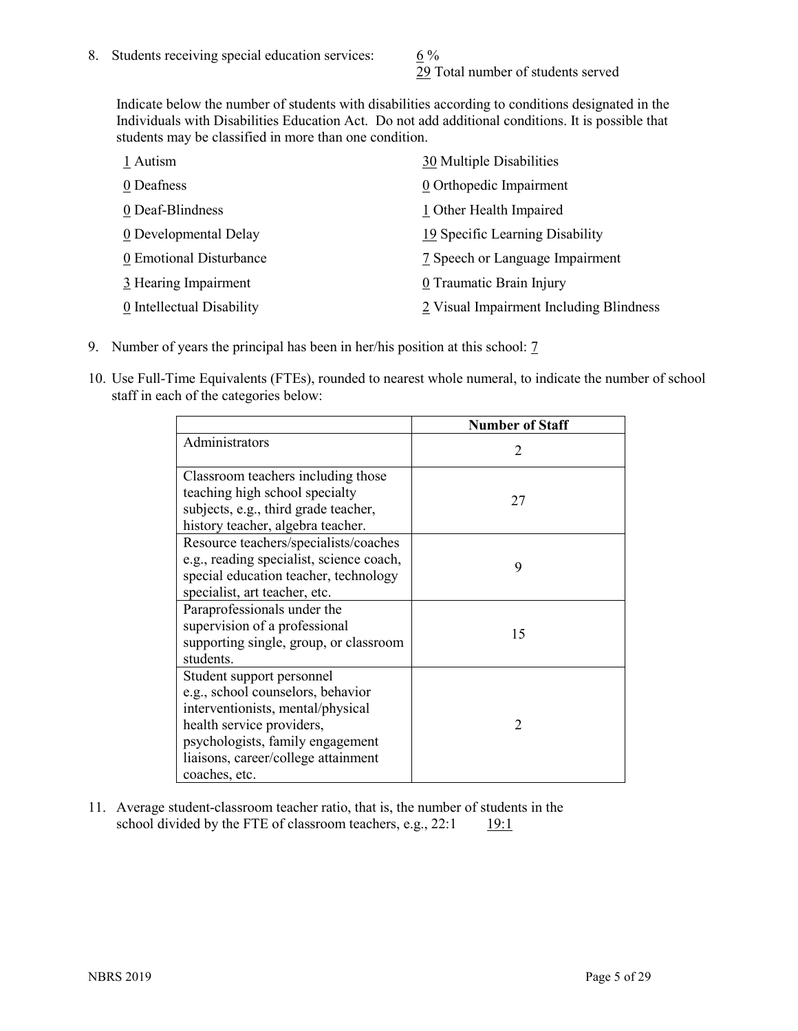8. Students receiving special education services: 6 %
   29 Total number of students served

   Indicate below the number of students with disabilities according to conditions designated in the Individuals with Disabilities Education Act. Do not add additional conditions. It is possible that students may be classified in more than one condition.

   1 Autism
   0 Deafness
   0 Deaf-Blindness
   0 Developmental Delay
   0 Emotional Disturbance
   3 Hearing Impairment
   0 Intellectual Disability
   30 Multiple Disabilities
   0 Orthopedic Impairment
   1 Other Health Impaired
   19 Specific Learning Disability
   7 Speech or Language Impairment
   0 Traumatic Brain Injury
   2 Visual Impairment Including Blindness

9. Number of years the principal has been in her/his position at this school: 7

10. Use Full-Time Equivalents (FTEs), rounded to nearest whole numeral, to indicate the number of school staff in each of the categories below:

| | Number of Staff |
|---|---|
| Administrators | 2 |
| Classroom teachers including those teaching high school specialty subjects, e.g., third grade teacher, history teacher, algebra teacher. | 27 |
| Resource teachers/specialists/coaches e.g., reading specialist, science coach, special education teacher, technology specialist, art teacher, etc. | 9 |
| Paraprofessionals under the supervision of a professional supporting single, group, or classroom students. | 15 |
| Student support personnel e.g., school counselors, behavior interventionists, mental/physical health service providers, psychologists, family engagement liaisons, career/college attainment coaches, etc. | 2 |

11. Average student-classroom teacher ratio, that is, the number of students in the school divided by the FTE of classroom teachers, e.g., 22:1 19:1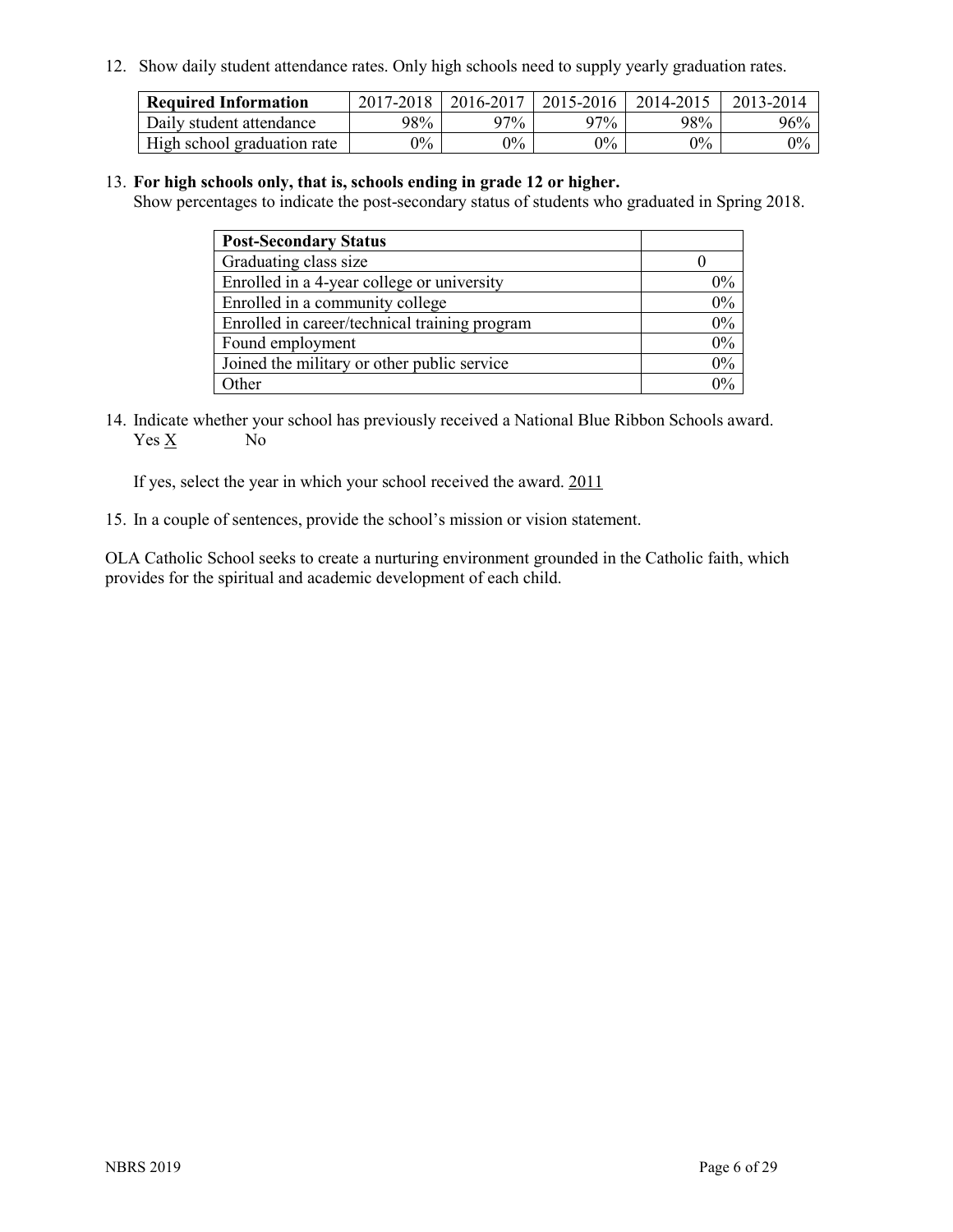12. Show daily student attendance rates. Only high schools need to supply yearly graduation rates.

| Required Information | 2017-2018 | 2016-2017 | 2015-2016 | 2014-2015 | 2013-2014 |
| --- | --- | --- | --- | --- | --- |
| Daily student attendance | 98% | 97% | 97% | 98% | 96% |
| High school graduation rate | 0% | 0% | 0% | 0% | 0% |

13. **For high schools only, that is, schools ending in grade 12 or higher.**
Show percentages to indicate the post-secondary status of students who graduated in Spring 2018.

| Post-Secondary Status | |
| --- | --- |
| Graduating class size | 0 |
| Enrolled in a 4-year college or university | 0% |
| Enrolled in a community college | 0% |
| Enrolled in career/technical training program | 0% |
| Found employment | 0% |
| Joined the military or other public service | 0% |
| Other | 0% |

14. Indicate whether your school has previously received a National Blue Ribbon Schools award.
Yes X No

If yes, select the year in which your school received the award. 2011

15. In a couple of sentences, provide the school's mission or vision statement.

OLA Catholic School seeks to create a nurturing environment grounded in the Catholic faith, which provides for the spiritual and academic development of each child.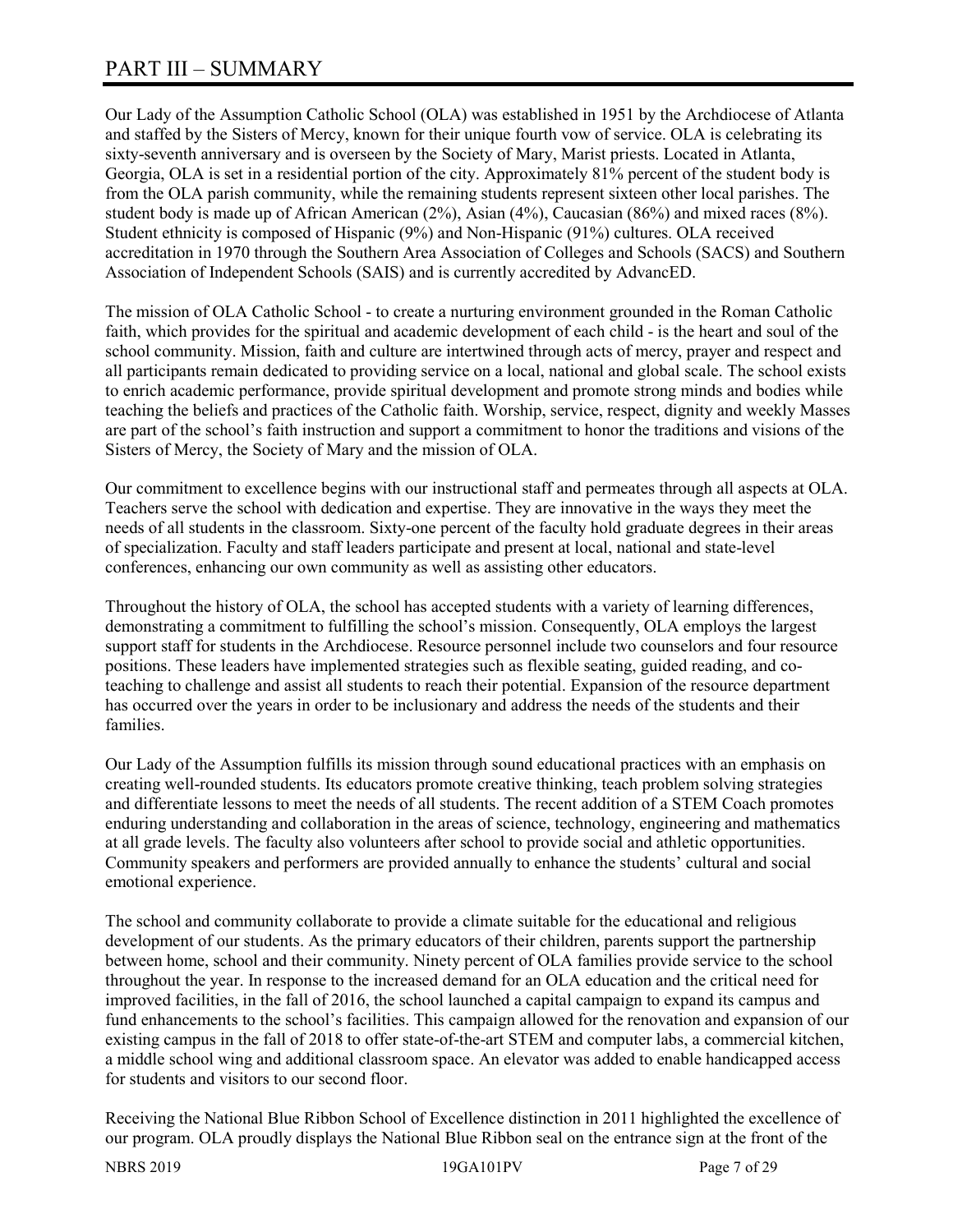# PART III – SUMMARY

Our Lady of the Assumption Catholic School (OLA) was established in 1951 by the Archdiocese of Atlanta and staffed by the Sisters of Mercy, known for their unique fourth vow of service. OLA is celebrating its sixty-seventh anniversary and is overseen by the Society of Mary, Marist priests. Located in Atlanta, Georgia, OLA is set in a residential portion of the city. Approximately 81% percent of the student body is from the OLA parish community, while the remaining students represent sixteen other local parishes. The student body is made up of African American (2%), Asian (4%), Caucasian (86%) and mixed races (8%). Student ethnicity is composed of Hispanic (9%) and Non-Hispanic (91%) cultures. OLA received accreditation in 1970 through the Southern Area Association of Colleges and Schools (SACS) and Southern Association of Independent Schools (SAIS) and is currently accredited by AdvancED.

The mission of OLA Catholic School - to create a nurturing environment grounded in the Roman Catholic faith, which provides for the spiritual and academic development of each child - is the heart and soul of the school community. Mission, faith and culture are intertwined through acts of mercy, prayer and respect and all participants remain dedicated to providing service on a local, national and global scale. The school exists to enrich academic performance, provide spiritual development and promote strong minds and bodies while teaching the beliefs and practices of the Catholic faith. Worship, service, respect, dignity and weekly Masses are part of the school's faith instruction and support a commitment to honor the traditions and visions of the Sisters of Mercy, the Society of Mary and the mission of OLA.

Our commitment to excellence begins with our instructional staff and permeates through all aspects at OLA. Teachers serve the school with dedication and expertise. They are innovative in the ways they meet the needs of all students in the classroom. Sixty-one percent of the faculty hold graduate degrees in their areas of specialization. Faculty and staff leaders participate and present at local, national and state-level conferences, enhancing our own community as well as assisting other educators.

Throughout the history of OLA, the school has accepted students with a variety of learning differences, demonstrating a commitment to fulfilling the school's mission. Consequently, OLA employs the largest support staff for students in the Archdiocese. Resource personnel include two counselors and four resource positions. These leaders have implemented strategies such as flexible seating, guided reading, and co-teaching to challenge and assist all students to reach their potential. Expansion of the resource department has occurred over the years in order to be inclusionary and address the needs of the students and their families.

Our Lady of the Assumption fulfills its mission through sound educational practices with an emphasis on creating well-rounded students. Its educators promote creative thinking, teach problem solving strategies and differentiate lessons to meet the needs of all students. The recent addition of a STEM Coach promotes enduring understanding and collaboration in the areas of science, technology, engineering and mathematics at all grade levels. The faculty also volunteers after school to provide social and athletic opportunities. Community speakers and performers are provided annually to enhance the students' cultural and social emotional experience.

The school and community collaborate to provide a climate suitable for the educational and religious development of our students. As the primary educators of their children, parents support the partnership between home, school and their community. Ninety percent of OLA families provide service to the school throughout the year. In response to the increased demand for an OLA education and the critical need for improved facilities, in the fall of 2016, the school launched a capital campaign to expand its campus and fund enhancements to the school's facilities. This campaign allowed for the renovation and expansion of our existing campus in the fall of 2018 to offer state-of-the-art STEM and computer labs, a commercial kitchen, a middle school wing and additional classroom space. An elevator was added to enable handicapped access for students and visitors to our second floor.

Receiving the National Blue Ribbon School of Excellence distinction in 2011 highlighted the excellence of our program. OLA proudly displays the National Blue Ribbon seal on the entrance sign at the front of the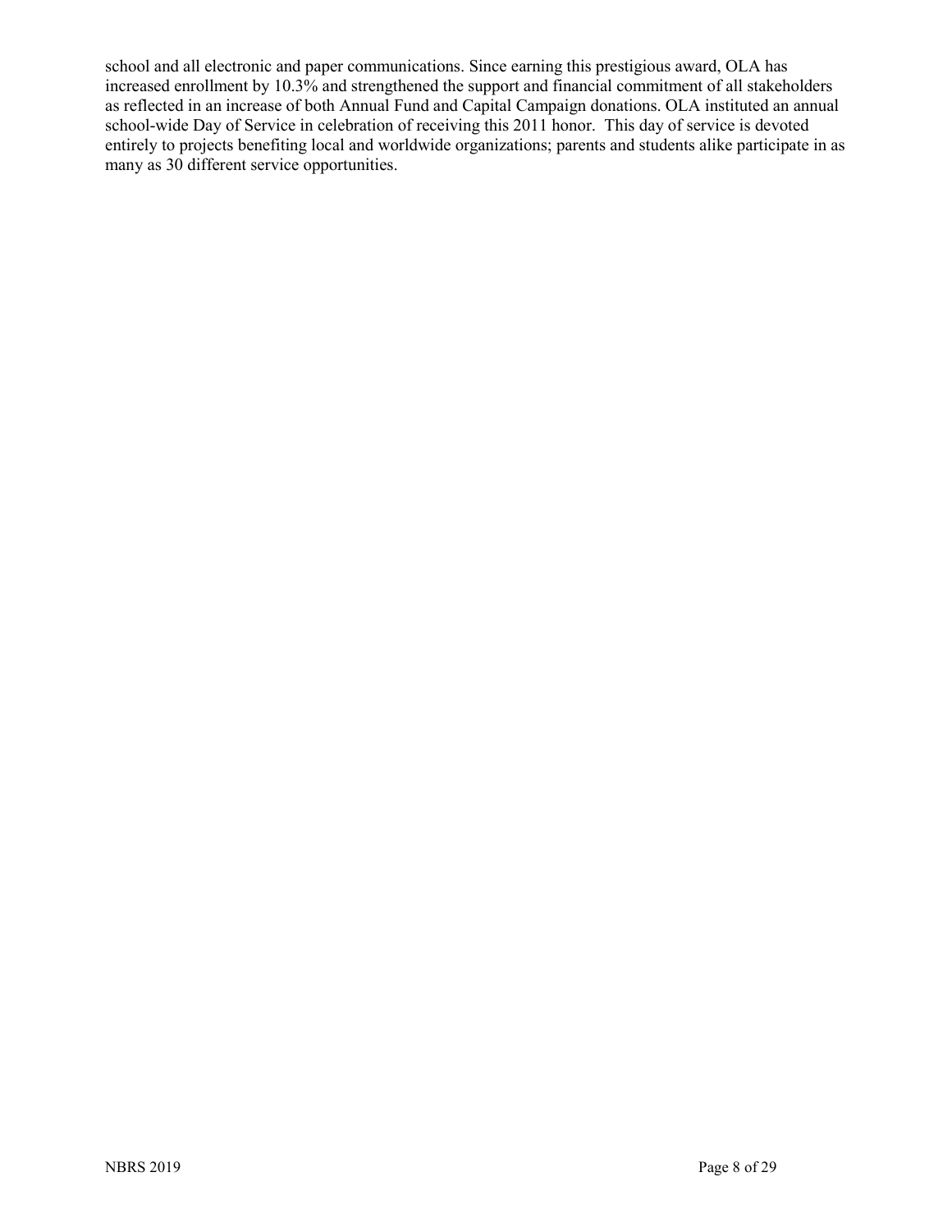school and all electronic and paper communications. Since earning this prestigious award, OLA has increased enrollment by 10.3% and strengthened the support and financial commitment of all stakeholders as reflected in an increase of both Annual Fund and Capital Campaign donations. OLA instituted an annual school-wide Day of Service in celebration of receiving this 2011 honor. This day of service is devoted entirely to projects benefiting local and worldwide organizations; parents and students alike participate in as many as 30 different service opportunities.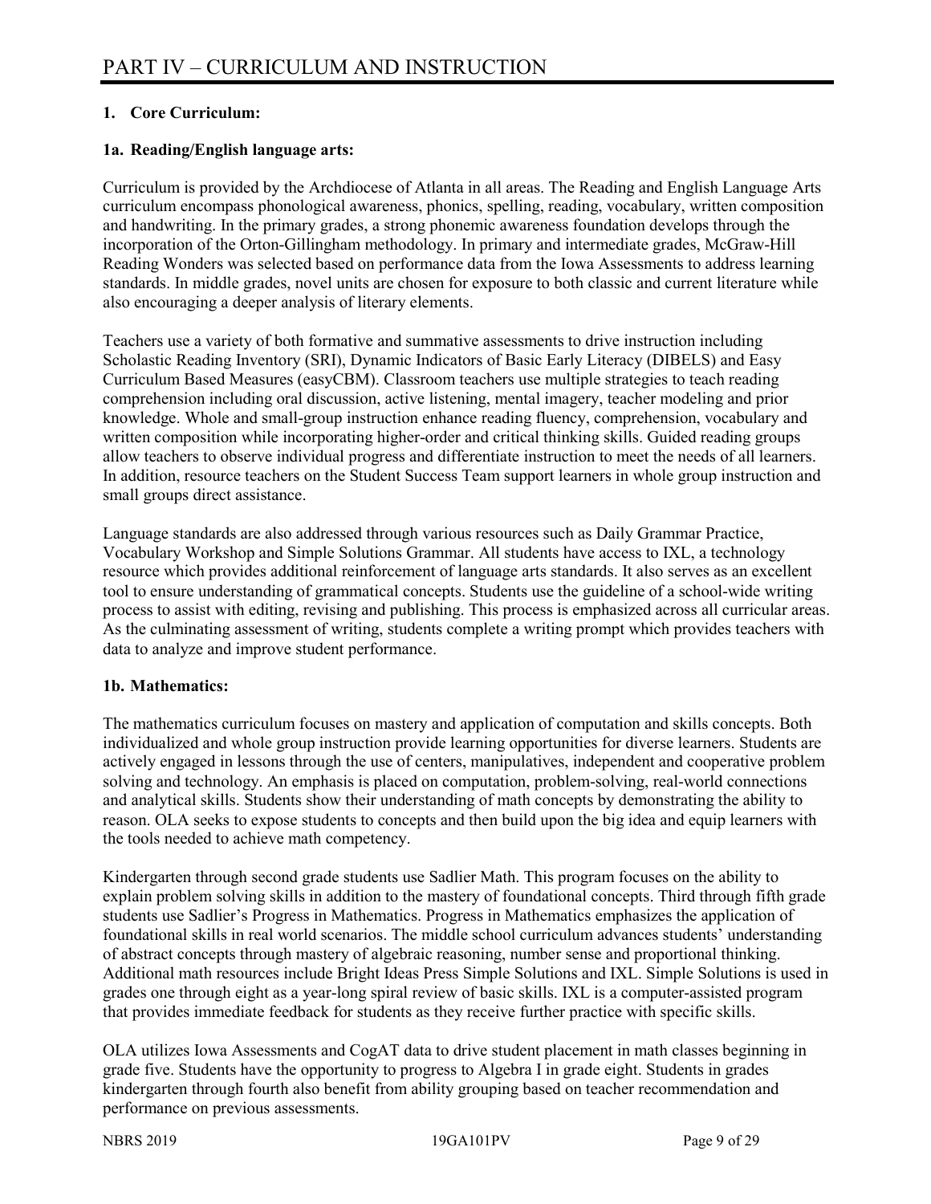# PART IV – CURRICULUM AND INSTRUCTION

**1. Core Curriculum:**

**1a. Reading/English language arts:**

Curriculum is provided by the Archdiocese of Atlanta in all areas. The Reading and English Language Arts curriculum encompass phonological awareness, phonics, spelling, reading, vocabulary, written composition and handwriting. In the primary grades, a strong phonemic awareness foundation develops through the incorporation of the Orton-Gillingham methodology. In primary and intermediate grades, McGraw-Hill Reading Wonders was selected based on performance data from the Iowa Assessments to address learning standards. In middle grades, novel units are chosen for exposure to both classic and current literature while also encouraging a deeper analysis of literary elements.

Teachers use a variety of both formative and summative assessments to drive instruction including Scholastic Reading Inventory (SRI), Dynamic Indicators of Basic Early Literacy (DIBELS) and Easy Curriculum Based Measures (easyCBM). Classroom teachers use multiple strategies to teach reading comprehension including oral discussion, active listening, mental imagery, teacher modeling and prior knowledge. Whole and small-group instruction enhance reading fluency, comprehension, vocabulary and written composition while incorporating higher-order and critical thinking skills. Guided reading groups allow teachers to observe individual progress and differentiate instruction to meet the needs of all learners. In addition, resource teachers on the Student Success Team support learners in whole group instruction and small groups direct assistance.

Language standards are also addressed through various resources such as Daily Grammar Practice, Vocabulary Workshop and Simple Solutions Grammar. All students have access to IXL, a technology resource which provides additional reinforcement of language arts standards. It also serves as an excellent tool to ensure understanding of grammatical concepts. Students use the guideline of a school-wide writing process to assist with editing, revising and publishing. This process is emphasized across all curricular areas. As the culminating assessment of writing, students complete a writing prompt which provides teachers with data to analyze and improve student performance.

**1b. Mathematics:**

The mathematics curriculum focuses on mastery and application of computation and skills concepts. Both individualized and whole group instruction provide learning opportunities for diverse learners. Students are actively engaged in lessons through the use of centers, manipulatives, independent and cooperative problem solving and technology. An emphasis is placed on computation, problem-solving, real-world connections and analytical skills. Students show their understanding of math concepts by demonstrating the ability to reason. OLA seeks to expose students to concepts and then build upon the big idea and equip learners with the tools needed to achieve math competency.

Kindergarten through second grade students use Sadlier Math. This program focuses on the ability to explain problem solving skills in addition to the mastery of foundational concepts. Third through fifth grade students use Sadlier's Progress in Mathematics. Progress in Mathematics emphasizes the application of foundational skills in real world scenarios. The middle school curriculum advances students' understanding of abstract concepts through mastery of algebraic reasoning, number sense and proportional thinking. Additional math resources include Bright Ideas Press Simple Solutions and IXL. Simple Solutions is used in grades one through eight as a year-long spiral review of basic skills. IXL is a computer-assisted program that provides immediate feedback for students as they receive further practice with specific skills.

OLA utilizes Iowa Assessments and CogAT data to drive student placement in math classes beginning in grade five. Students have the opportunity to progress to Algebra I in grade eight. Students in grades kindergarten through fourth also benefit from ability grouping based on teacher recommendation and performance on previous assessments.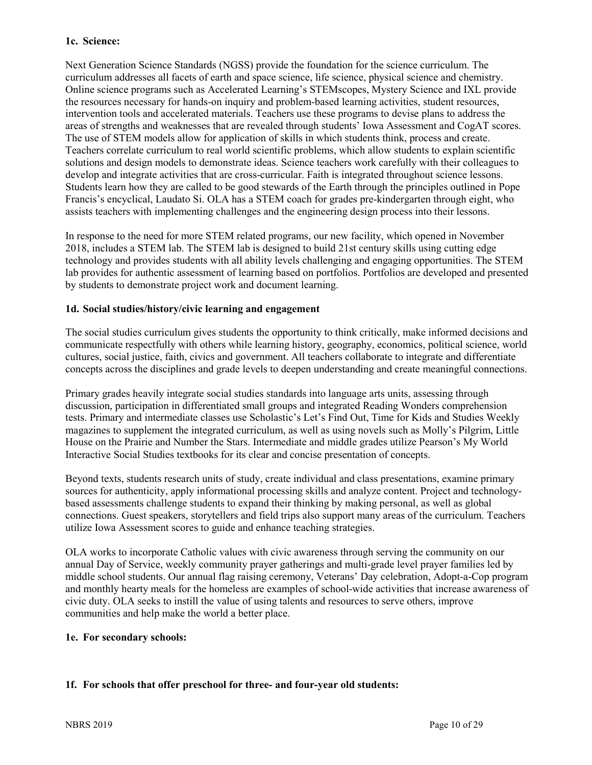**1c. Science:**

Next Generation Science Standards (NGSS) provide the foundation for the science curriculum. The curriculum addresses all facets of earth and space science, life science, physical science and chemistry. Online science programs such as Accelerated Learning's STEMscopes, Mystery Science and IXL provide the resources necessary for hands-on inquiry and problem-based learning activities, student resources, intervention tools and accelerated materials. Teachers use these programs to devise plans to address the areas of strengths and weaknesses that are revealed through students' Iowa Assessment and CogAT scores. The use of STEM models allow for application of skills in which students think, process and create. Teachers correlate curriculum to real world scientific problems, which allow students to explain scientific solutions and design models to demonstrate ideas. Science teachers work carefully with their colleagues to develop and integrate activities that are cross-curricular. Faith is integrated throughout science lessons. Students learn how they are called to be good stewards of the Earth through the principles outlined in Pope Francis's encyclical, Laudato Si. OLA has a STEM coach for grades pre-kindergarten through eight, who assists teachers with implementing challenges and the engineering design process into their lessons.

In response to the need for more STEM related programs, our new facility, which opened in November 2018, includes a STEM lab. The STEM lab is designed to build 21st century skills using cutting edge technology and provides students with all ability levels challenging and engaging opportunities. The STEM lab provides for authentic assessment of learning based on portfolios. Portfolios are developed and presented by students to demonstrate project work and document learning.

**1d. Social studies/history/civic learning and engagement**

The social studies curriculum gives students the opportunity to think critically, make informed decisions and communicate respectfully with others while learning history, geography, economics, political science, world cultures, social justice, faith, civics and government. All teachers collaborate to integrate and differentiate concepts across the disciplines and grade levels to deepen understanding and create meaningful connections.

Primary grades heavily integrate social studies standards into language arts units, assessing through discussion, participation in differentiated small groups and integrated Reading Wonders comprehension tests. Primary and intermediate classes use Scholastic's Let's Find Out, Time for Kids and Studies Weekly magazines to supplement the integrated curriculum, as well as using novels such as Molly's Pilgrim, Little House on the Prairie and Number the Stars. Intermediate and middle grades utilize Pearson's My World Interactive Social Studies textbooks for its clear and concise presentation of concepts.

Beyond texts, students research units of study, create individual and class presentations, examine primary sources for authenticity, apply informational processing skills and analyze content. Project and technology-based assessments challenge students to expand their thinking by making personal, as well as global connections. Guest speakers, storytellers and field trips also support many areas of the curriculum. Teachers utilize Iowa Assessment scores to guide and enhance teaching strategies.

OLA works to incorporate Catholic values with civic awareness through serving the community on our annual Day of Service, weekly community prayer gatherings and multi-grade level prayer families led by middle school students. Our annual flag raising ceremony, Veterans' Day celebration, Adopt-a-Cop program and monthly hearty meals for the homeless are examples of school-wide activities that increase awareness of civic duty. OLA seeks to instill the value of using talents and resources to serve others, improve communities and help make the world a better place.

**1e. For secondary schools:**

**1f. For schools that offer preschool for three- and four-year old students:**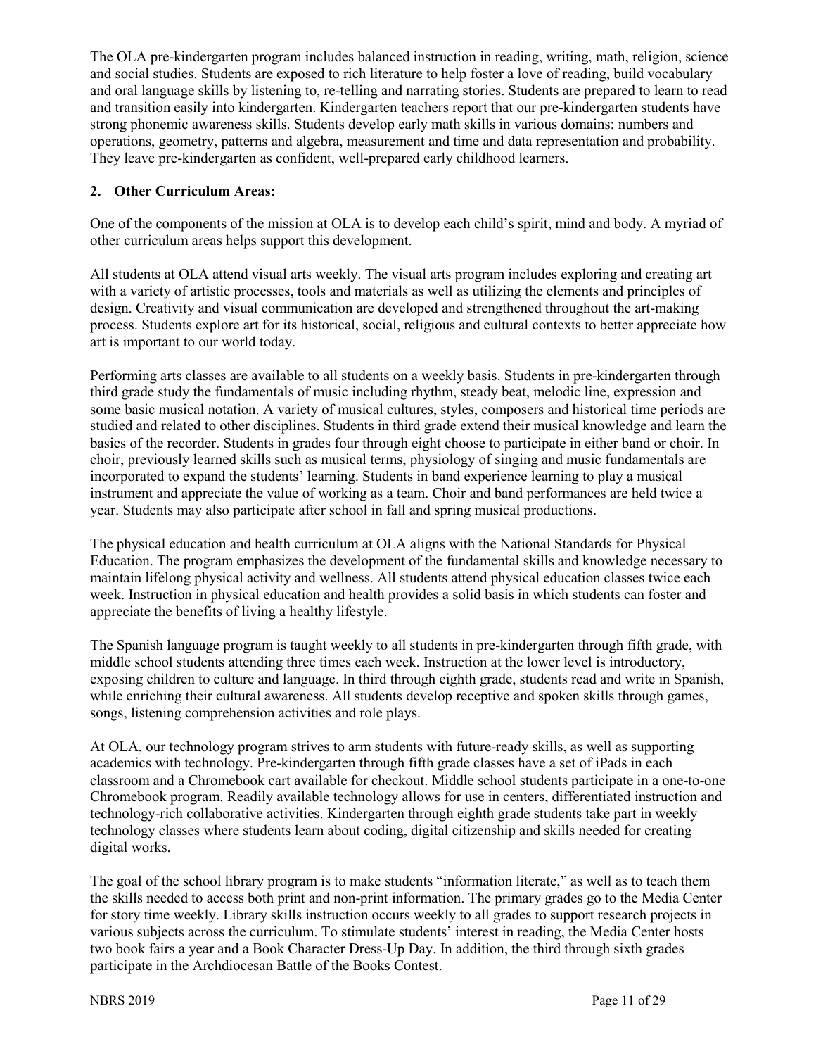The OLA pre-kindergarten program includes balanced instruction in reading, writing, math, religion, science and social studies. Students are exposed to rich literature to help foster a love of reading, build vocabulary and oral language skills by listening to, re-telling and narrating stories. Students are prepared to learn to read and transition easily into kindergarten. Kindergarten teachers report that our pre-kindergarten students have strong phonemic awareness skills. Students develop early math skills in various domains: numbers and operations, geometry, patterns and algebra, measurement and time and data representation and probability. They leave pre-kindergarten as confident, well-prepared early childhood learners.

**2. Other Curriculum Areas:**

One of the components of the mission at OLA is to develop each child's spirit, mind and body. A myriad of other curriculum areas helps support this development.

All students at OLA attend visual arts weekly. The visual arts program includes exploring and creating art with a variety of artistic processes, tools and materials as well as utilizing the elements and principles of design. Creativity and visual communication are developed and strengthened throughout the art-making process. Students explore art for its historical, social, religious and cultural contexts to better appreciate how art is important to our world today.

Performing arts classes are available to all students on a weekly basis. Students in pre-kindergarten through third grade study the fundamentals of music including rhythm, steady beat, melodic line, expression and some basic musical notation. A variety of musical cultures, styles, composers and historical time periods are studied and related to other disciplines. Students in third grade extend their musical knowledge and learn the basics of the recorder. Students in grades four through eight choose to participate in either band or choir. In choir, previously learned skills such as musical terms, physiology of singing and music fundamentals are incorporated to expand the students' learning. Students in band experience learning to play a musical instrument and appreciate the value of working as a team. Choir and band performances are held twice a year. Students may also participate after school in fall and spring musical productions.

The physical education and health curriculum at OLA aligns with the National Standards for Physical Education. The program emphasizes the development of the fundamental skills and knowledge necessary to maintain lifelong physical activity and wellness. All students attend physical education classes twice each week. Instruction in physical education and health provides a solid basis in which students can foster and appreciate the benefits of living a healthy lifestyle.

The Spanish language program is taught weekly to all students in pre-kindergarten through fifth grade, with middle school students attending three times each week. Instruction at the lower level is introductory, exposing children to culture and language. In third through eighth grade, students read and write in Spanish, while enriching their cultural awareness. All students develop receptive and spoken skills through games, songs, listening comprehension activities and role plays.

At OLA, our technology program strives to arm students with future-ready skills, as well as supporting academics with technology. Pre-kindergarten through fifth grade classes have a set of iPads in each classroom and a Chromebook cart available for checkout. Middle school students participate in a one-to-one Chromebook program. Readily available technology allows for use in centers, differentiated instruction and technology-rich collaborative activities. Kindergarten through eighth grade students take part in weekly technology classes where students learn about coding, digital citizenship and skills needed for creating digital works.

The goal of the school library program is to make students "information literate," as well as to teach them the skills needed to access both print and non-print information. The primary grades go to the Media Center for story time weekly. Library skills instruction occurs weekly to all grades to support research projects in various subjects across the curriculum. To stimulate students' interest in reading, the Media Center hosts two book fairs a year and a Book Character Dress-Up Day. In addition, the third through sixth grades participate in the Archdiocesan Battle of the Books Contest.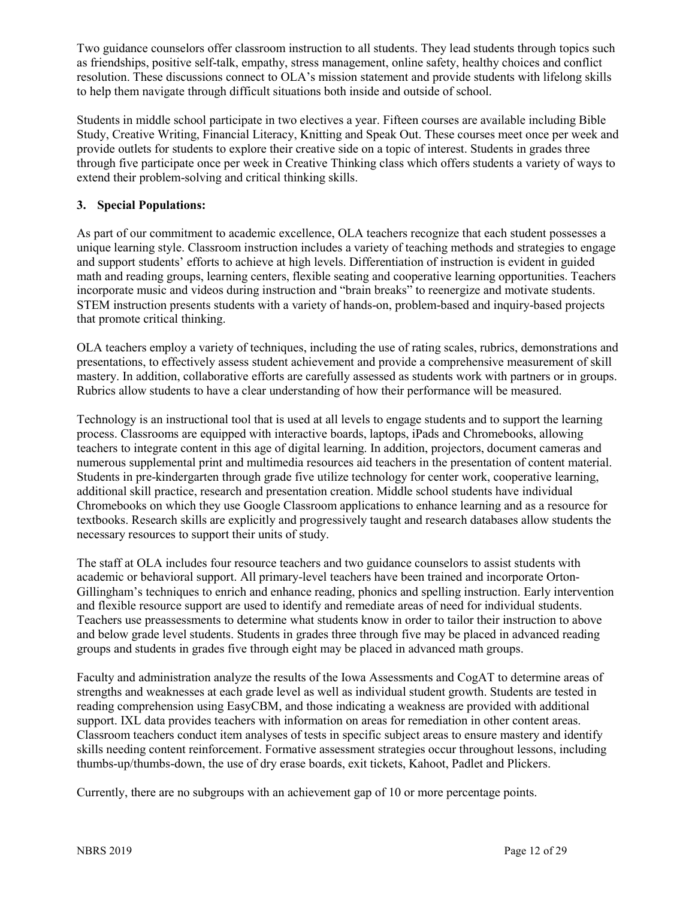Two guidance counselors offer classroom instruction to all students. They lead students through topics such as friendships, positive self-talk, empathy, stress management, online safety, healthy choices and conflict resolution. These discussions connect to OLA's mission statement and provide students with lifelong skills to help them navigate through difficult situations both inside and outside of school.

Students in middle school participate in two electives a year. Fifteen courses are available including Bible Study, Creative Writing, Financial Literacy, Knitting and Speak Out. These courses meet once per week and provide outlets for students to explore their creative side on a topic of interest. Students in grades three through five participate once per week in Creative Thinking class which offers students a variety of ways to extend their problem-solving and critical thinking skills.

**3. Special Populations:**

As part of our commitment to academic excellence, OLA teachers recognize that each student possesses a unique learning style. Classroom instruction includes a variety of teaching methods and strategies to engage and support students' efforts to achieve at high levels. Differentiation of instruction is evident in guided math and reading groups, learning centers, flexible seating and cooperative learning opportunities. Teachers incorporate music and videos during instruction and "brain breaks" to reenergize and motivate students. STEM instruction presents students with a variety of hands-on, problem-based and inquiry-based projects that promote critical thinking.

OLA teachers employ a variety of techniques, including the use of rating scales, rubrics, demonstrations and presentations, to effectively assess student achievement and provide a comprehensive measurement of skill mastery. In addition, collaborative efforts are carefully assessed as students work with partners or in groups. Rubrics allow students to have a clear understanding of how their performance will be measured.

Technology is an instructional tool that is used at all levels to engage students and to support the learning process. Classrooms are equipped with interactive boards, laptops, iPads and Chromebooks, allowing teachers to integrate content in this age of digital learning. In addition, projectors, document cameras and numerous supplemental print and multimedia resources aid teachers in the presentation of content material. Students in pre-kindergarten through grade five utilize technology for center work, cooperative learning, additional skill practice, research and presentation creation. Middle school students have individual Chromebooks on which they use Google Classroom applications to enhance learning and as a resource for textbooks. Research skills are explicitly and progressively taught and research databases allow students the necessary resources to support their units of study.

The staff at OLA includes four resource teachers and two guidance counselors to assist students with academic or behavioral support. All primary-level teachers have been trained and incorporate Orton-Gillingham's techniques to enrich and enhance reading, phonics and spelling instruction. Early intervention and flexible resource support are used to identify and remediate areas of need for individual students. Teachers use preassessments to determine what students know in order to tailor their instruction to above and below grade level students. Students in grades three through five may be placed in advanced reading groups and students in grades five through eight may be placed in advanced math groups.

Faculty and administration analyze the results of the Iowa Assessments and CogAT to determine areas of strengths and weaknesses at each grade level as well as individual student growth. Students are tested in reading comprehension using EasyCBM, and those indicating a weakness are provided with additional support. IXL data provides teachers with information on areas for remediation in other content areas. Classroom teachers conduct item analyses of tests in specific subject areas to ensure mastery and identify skills needing content reinforcement. Formative assessment strategies occur throughout lessons, including thumbs-up/thumbs-down, the use of dry erase boards, exit tickets, Kahoot, Padlet and Plickers.

Currently, there are no subgroups with an achievement gap of 10 or more percentage points.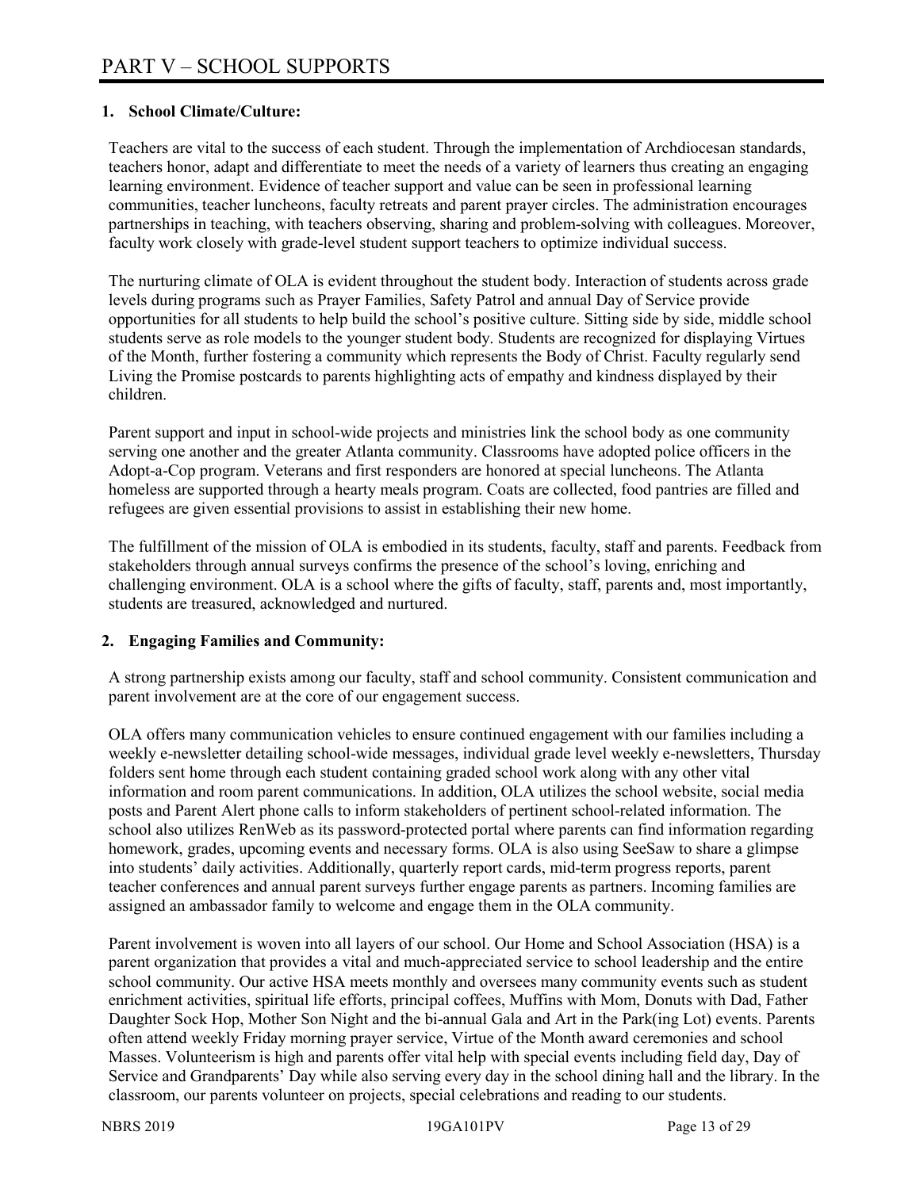# PART V – SCHOOL SUPPORTS

## 1. School Climate/Culture:

Teachers are vital to the success of each student. Through the implementation of Archdiocesan standards, teachers honor, adapt and differentiate to meet the needs of a variety of learners thus creating an engaging learning environment. Evidence of teacher support and value can be seen in professional learning communities, teacher luncheons, faculty retreats and parent prayer circles. The administration encourages partnerships in teaching, with teachers observing, sharing and problem-solving with colleagues. Moreover, faculty work closely with grade-level student support teachers to optimize individual success.

The nurturing climate of OLA is evident throughout the student body. Interaction of students across grade levels during programs such as Prayer Families, Safety Patrol and annual Day of Service provide opportunities for all students to help build the school's positive culture. Sitting side by side, middle school students serve as role models to the younger student body. Students are recognized for displaying Virtues of the Month, further fostering a community which represents the Body of Christ. Faculty regularly send Living the Promise postcards to parents highlighting acts of empathy and kindness displayed by their children.

Parent support and input in school-wide projects and ministries link the school body as one community serving one another and the greater Atlanta community. Classrooms have adopted police officers in the Adopt-a-Cop program. Veterans and first responders are honored at special luncheons. The Atlanta homeless are supported through a hearty meals program. Coats are collected, food pantries are filled and refugees are given essential provisions to assist in establishing their new home.

The fulfillment of the mission of OLA is embodied in its students, faculty, staff and parents. Feedback from stakeholders through annual surveys confirms the presence of the school's loving, enriching and challenging environment. OLA is a school where the gifts of faculty, staff, parents and, most importantly, students are treasured, acknowledged and nurtured.

## 2. Engaging Families and Community:

A strong partnership exists among our faculty, staff and school community. Consistent communication and parent involvement are at the core of our engagement success.

OLA offers many communication vehicles to ensure continued engagement with our families including a weekly e-newsletter detailing school-wide messages, individual grade level weekly e-newsletters, Thursday folders sent home through each student containing graded school work along with any other vital information and room parent communications. In addition, OLA utilizes the school website, social media posts and Parent Alert phone calls to inform stakeholders of pertinent school-related information. The school also utilizes RenWeb as its password-protected portal where parents can find information regarding homework, grades, upcoming events and necessary forms. OLA is also using SeeSaw to share a glimpse into students' daily activities. Additionally, quarterly report cards, mid-term progress reports, parent teacher conferences and annual parent surveys further engage parents as partners. Incoming families are assigned an ambassador family to welcome and engage them in the OLA community.

Parent involvement is woven into all layers of our school. Our Home and School Association (HSA) is a parent organization that provides a vital and much-appreciated service to school leadership and the entire school community. Our active HSA meets monthly and oversees many community events such as student enrichment activities, spiritual life efforts, principal coffees, Muffins with Mom, Donuts with Dad, Father Daughter Sock Hop, Mother Son Night and the bi-annual Gala and Art in the Park(ing Lot) events. Parents often attend weekly Friday morning prayer service, Virtue of the Month award ceremonies and school Masses. Volunteerism is high and parents offer vital help with special events including field day, Day of Service and Grandparents' Day while also serving every day in the school dining hall and the library. In the classroom, our parents volunteer on projects, special celebrations and reading to our students.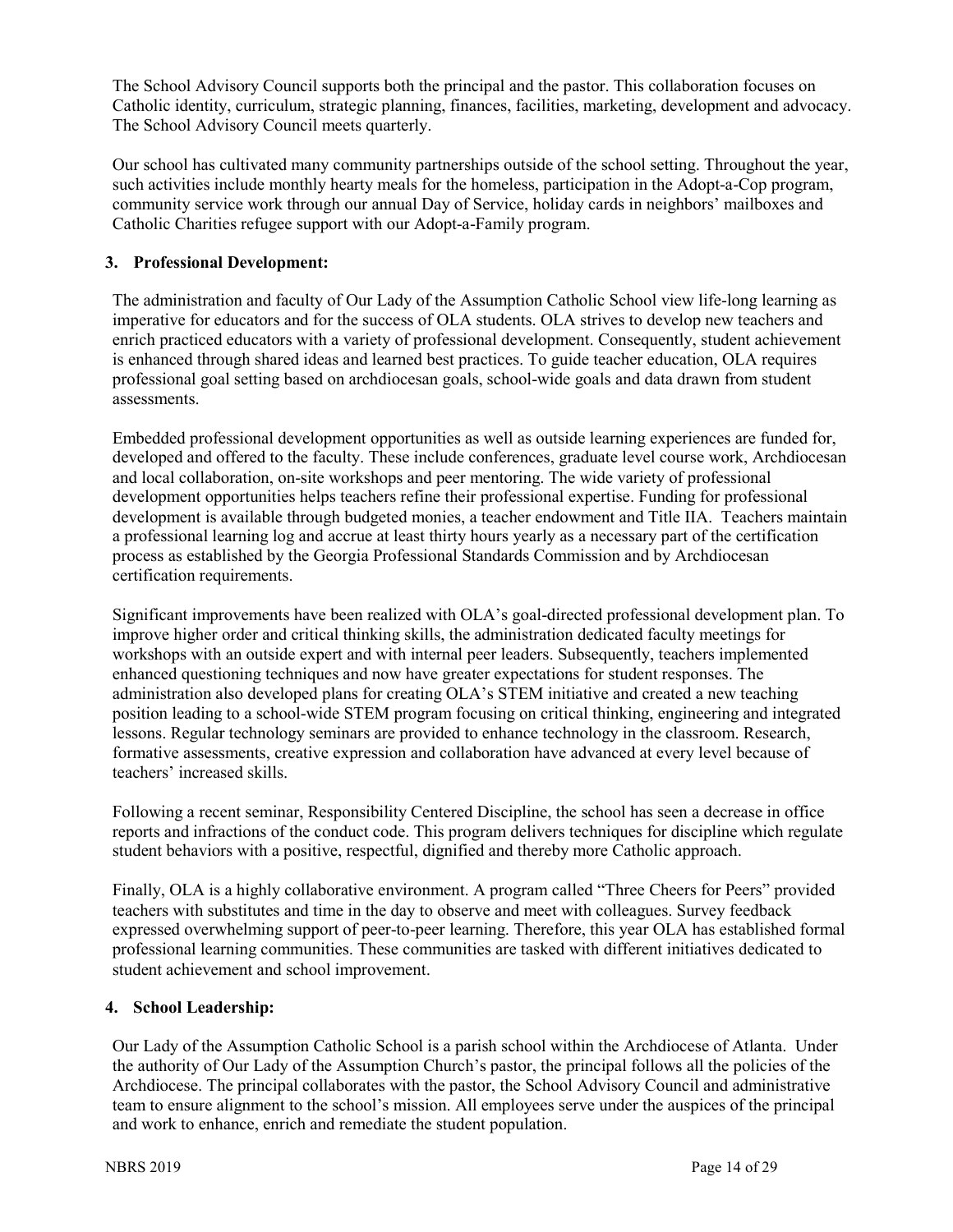The School Advisory Council supports both the principal and the pastor. This collaboration focuses on Catholic identity, curriculum, strategic planning, finances, facilities, marketing, development and advocacy. The School Advisory Council meets quarterly.

Our school has cultivated many community partnerships outside of the school setting. Throughout the year, such activities include monthly hearty meals for the homeless, participation in the Adopt-a-Cop program, community service work through our annual Day of Service, holiday cards in neighbors' mailboxes and Catholic Charities refugee support with our Adopt-a-Family program.

### 3. Professional Development:

The administration and faculty of Our Lady of the Assumption Catholic School view life-long learning as imperative for educators and for the success of OLA students. OLA strives to develop new teachers and enrich practiced educators with a variety of professional development. Consequently, student achievement is enhanced through shared ideas and learned best practices. To guide teacher education, OLA requires professional goal setting based on archdiocesan goals, school-wide goals and data drawn from student assessments.

Embedded professional development opportunities as well as outside learning experiences are funded for, developed and offered to the faculty. These include conferences, graduate level course work, Archdiocesan and local collaboration, on-site workshops and peer mentoring. The wide variety of professional development opportunities helps teachers refine their professional expertise. Funding for professional development is available through budgeted monies, a teacher endowment and Title IIA. Teachers maintain a professional learning log and accrue at least thirty hours yearly as a necessary part of the certification process as established by the Georgia Professional Standards Commission and by Archdiocesan certification requirements.

Significant improvements have been realized with OLA's goal-directed professional development plan. To improve higher order and critical thinking skills, the administration dedicated faculty meetings for workshops with an outside expert and with internal peer leaders. Subsequently, teachers implemented enhanced questioning techniques and now have greater expectations for student responses. The administration also developed plans for creating OLA's STEM initiative and created a new teaching position leading to a school-wide STEM program focusing on critical thinking, engineering and integrated lessons. Regular technology seminars are provided to enhance technology in the classroom. Research, formative assessments, creative expression and collaboration have advanced at every level because of teachers' increased skills.

Following a recent seminar, Responsibility Centered Discipline, the school has seen a decrease in office reports and infractions of the conduct code. This program delivers techniques for discipline which regulate student behaviors with a positive, respectful, dignified and thereby more Catholic approach.

Finally, OLA is a highly collaborative environment. A program called "Three Cheers for Peers" provided teachers with substitutes and time in the day to observe and meet with colleagues. Survey feedback expressed overwhelming support of peer-to-peer learning. Therefore, this year OLA has established formal professional learning communities. These communities are tasked with different initiatives dedicated to student achievement and school improvement.

### 4. School Leadership:

Our Lady of the Assumption Catholic School is a parish school within the Archdiocese of Atlanta. Under the authority of Our Lady of the Assumption Church's pastor, the principal follows all the policies of the Archdiocese. The principal collaborates with the pastor, the School Advisory Council and administrative team to ensure alignment to the school's mission. All employees serve under the auspices of the principal and work to enhance, enrich and remediate the student population.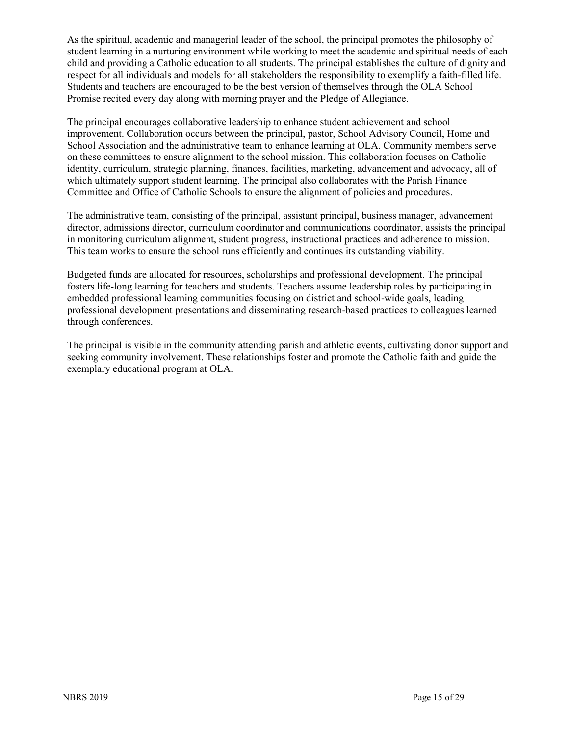As the spiritual, academic and managerial leader of the school, the principal promotes the philosophy of student learning in a nurturing environment while working to meet the academic and spiritual needs of each child and providing a Catholic education to all students. The principal establishes the culture of dignity and respect for all individuals and models for all stakeholders the responsibility to exemplify a faith-filled life. Students and teachers are encouraged to be the best version of themselves through the OLA School Promise recited every day along with morning prayer and the Pledge of Allegiance.

The principal encourages collaborative leadership to enhance student achievement and school improvement. Collaboration occurs between the principal, pastor, School Advisory Council, Home and School Association and the administrative team to enhance learning at OLA. Community members serve on these committees to ensure alignment to the school mission. This collaboration focuses on Catholic identity, curriculum, strategic planning, finances, facilities, marketing, advancement and advocacy, all of which ultimately support student learning. The principal also collaborates with the Parish Finance Committee and Office of Catholic Schools to ensure the alignment of policies and procedures.

The administrative team, consisting of the principal, assistant principal, business manager, advancement director, admissions director, curriculum coordinator and communications coordinator, assists the principal in monitoring curriculum alignment, student progress, instructional practices and adherence to mission. This team works to ensure the school runs efficiently and continues its outstanding viability.

Budgeted funds are allocated for resources, scholarships and professional development. The principal fosters life-long learning for teachers and students. Teachers assume leadership roles by participating in embedded professional learning communities focusing on district and school-wide goals, leading professional development presentations and disseminating research-based practices to colleagues learned through conferences.

The principal is visible in the community attending parish and athletic events, cultivating donor support and seeking community involvement. These relationships foster and promote the Catholic faith and guide the exemplary educational program at OLA.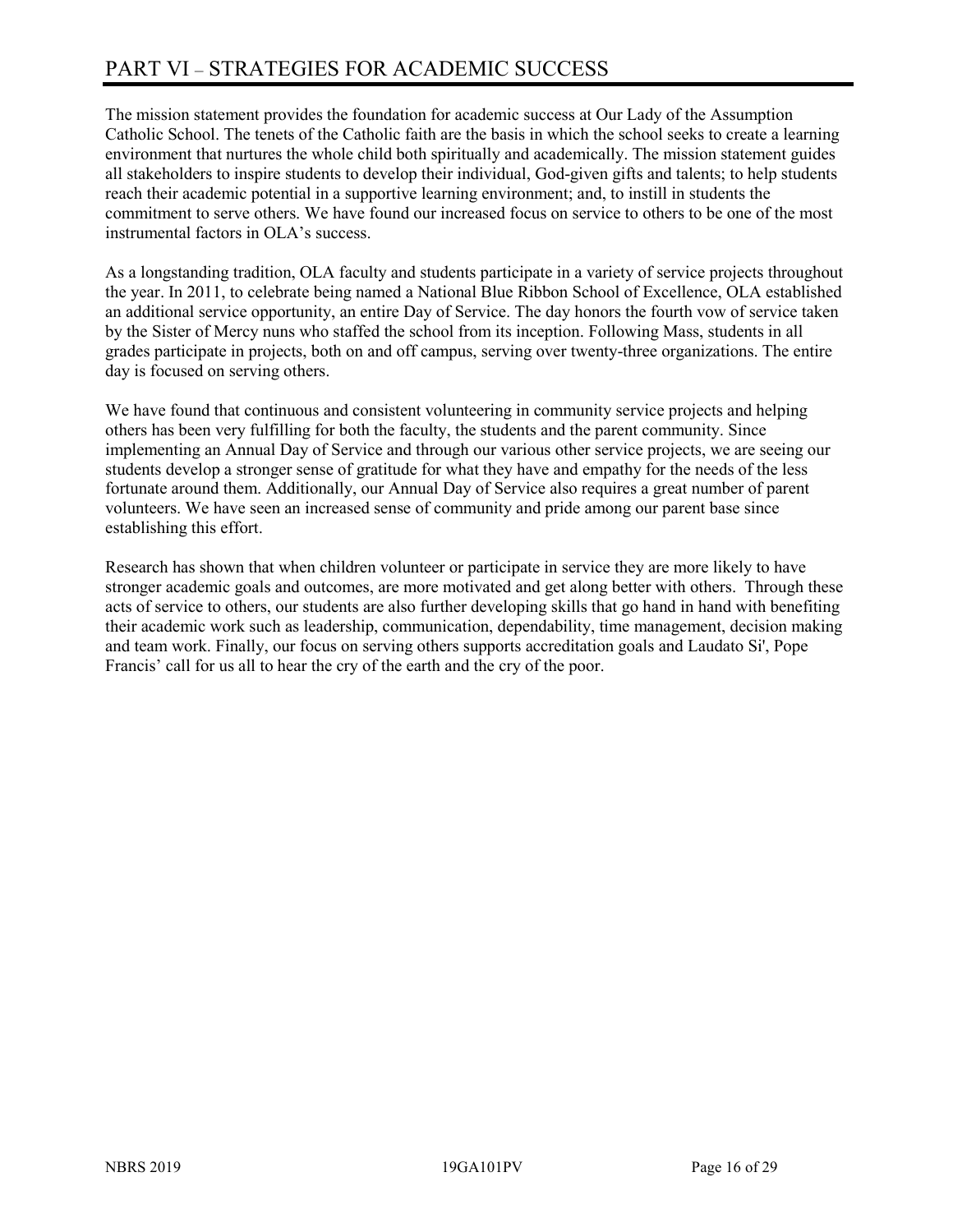# PART VI – STRATEGIES FOR ACADEMIC SUCCESS

The mission statement provides the foundation for academic success at Our Lady of the Assumption Catholic School. The tenets of the Catholic faith are the basis in which the school seeks to create a learning environment that nurtures the whole child both spiritually and academically. The mission statement guides all stakeholders to inspire students to develop their individual, God-given gifts and talents; to help students reach their academic potential in a supportive learning environment; and, to instill in students the commitment to serve others. We have found our increased focus on service to others to be one of the most instrumental factors in OLA's success.

As a longstanding tradition, OLA faculty and students participate in a variety of service projects throughout the year. In 2011, to celebrate being named a National Blue Ribbon School of Excellence, OLA established an additional service opportunity, an entire Day of Service. The day honors the fourth vow of service taken by the Sister of Mercy nuns who staffed the school from its inception. Following Mass, students in all grades participate in projects, both on and off campus, serving over twenty-three organizations. The entire day is focused on serving others.

We have found that continuous and consistent volunteering in community service projects and helping others has been very fulfilling for both the faculty, the students and the parent community. Since implementing an Annual Day of Service and through our various other service projects, we are seeing our students develop a stronger sense of gratitude for what they have and empathy for the needs of the less fortunate around them. Additionally, our Annual Day of Service also requires a great number of parent volunteers. We have seen an increased sense of community and pride among our parent base since establishing this effort.

Research has shown that when children volunteer or participate in service they are more likely to have stronger academic goals and outcomes, are more motivated and get along better with others. Through these acts of service to others, our students are also further developing skills that go hand in hand with benefiting their academic work such as leadership, communication, dependability, time management, decision making and team work. Finally, our focus on serving others supports accreditation goals and Laudato Si', Pope Francis' call for us all to hear the cry of the earth and the cry of the poor.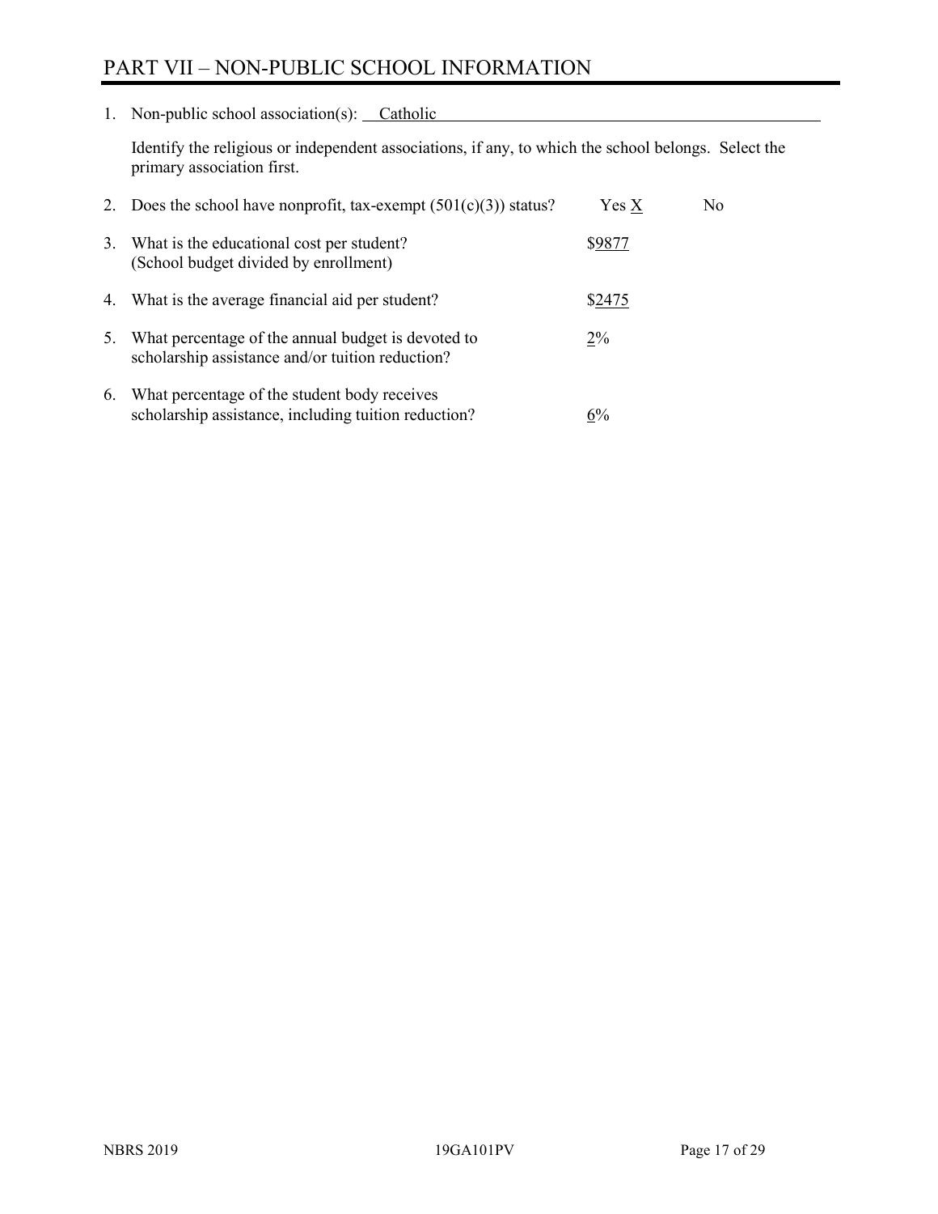# PART VII – NON-PUBLIC SCHOOL INFORMATION

1. Non-public school association(s): Catholic

   Identify the religious or independent associations, if any, to which the school belongs. Select the primary association first.

2. Does the school have nonprofit, tax-exempt (501(c)(3)) status? Yes X No

3. What is the educational cost per student? (School budget divided by enrollment) $9877

4. What is the average financial aid per student? $2475

5. What percentage of the annual budget is devoted to scholarship assistance and/or tuition reduction? 2%

6. What percentage of the student body receives scholarship assistance, including tuition reduction? 6%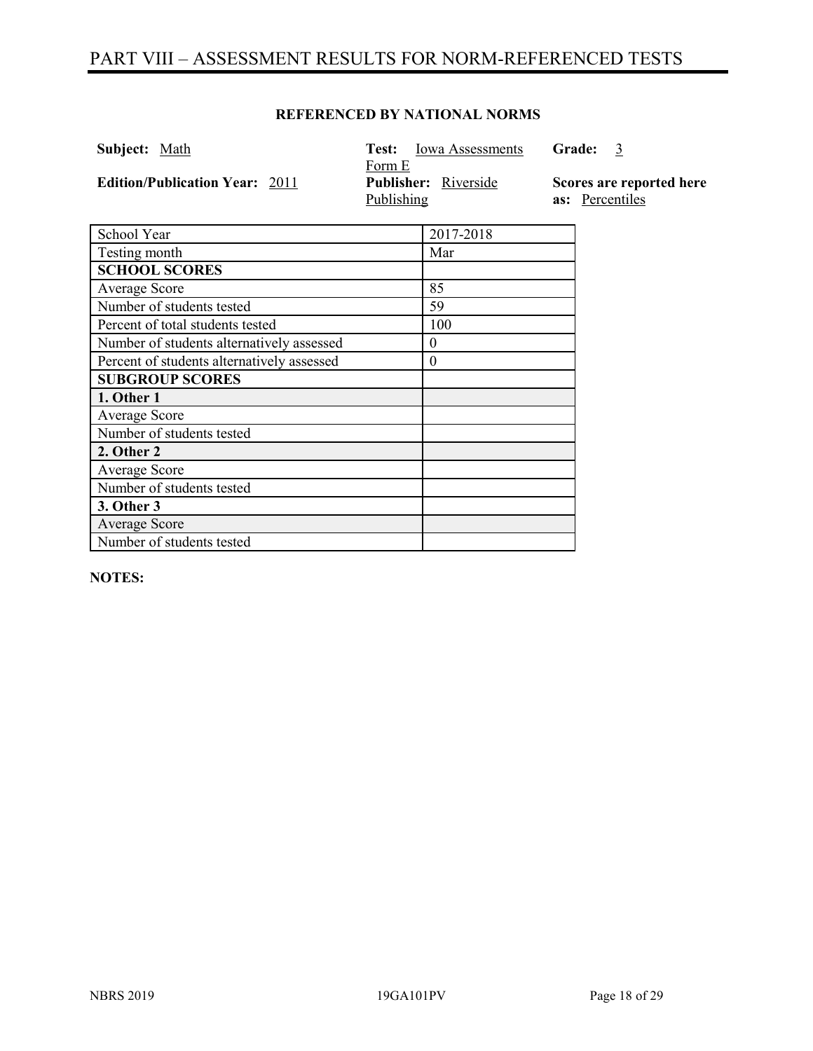# PART VIII – ASSESSMENT RESULTS FOR NORM-REFERENCED TESTS

**REFERENCED BY NATIONAL NORMS**

**Subject:** Math

**Test:** Iowa Assessments Form E

**Grade:** 3

**Edition/Publication Year:** 2011

**Publisher:** Riverside Publishing

**Scores are reported here as:** Percentiles

| School Year | 2017-2018 |
|---|---|
| Testing month | Mar |
| **SCHOOL SCORES** | |
| Average Score | 85 |
| Number of students tested | 59 |
| Percent of total students tested | 100 |
| Number of students alternatively assessed | 0 |
| Percent of students alternatively assessed | 0 |
| **SUBGROUP SCORES** | |
| **1. Other 1** | |
| Average Score | |
| Number of students tested | |
| **2. Other 2** | |
| Average Score | |
| Number of students tested | |
| **3. Other 3** | |
| Average Score | |
| Number of students tested | |

**NOTES:**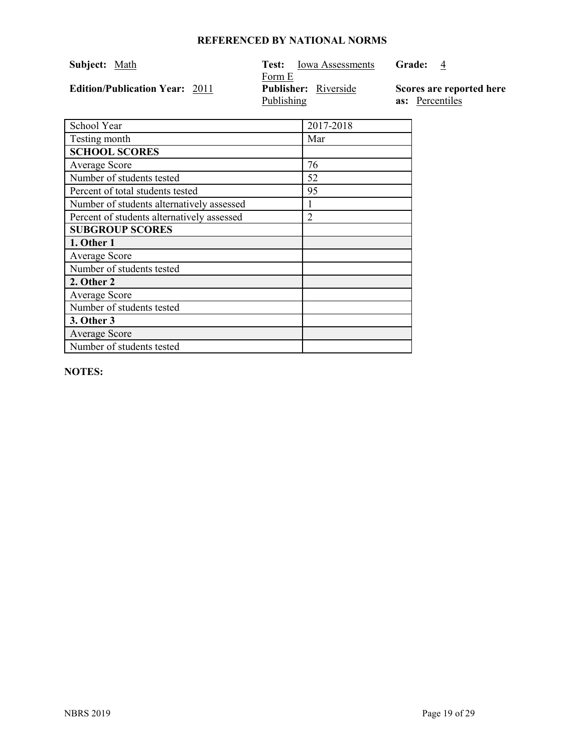**REFERENCED BY NATIONAL NORMS**

**Subject:** Math

**Test:** Iowa Assessments Form E

**Grade:** 4

**Edition/Publication Year:** 2011

**Publisher:** Riverside Publishing

**Scores are reported here as:** Percentiles

| School Year | 2017-2018 |
|---|---|
| Testing month | Mar |
| **SCHOOL SCORES** | |
| Average Score | 76 |
| Number of students tested | 52 |
| Percent of total students tested | 95 |
| Number of students alternatively assessed | 1 |
| Percent of students alternatively assessed | 2 |
| **SUBGROUP SCORES** | |
| **1. Other 1** | |
| Average Score | |
| Number of students tested | |
| **2. Other 2** | |
| Average Score | |
| Number of students tested | |
| **3. Other 3** | |
| Average Score | |
| Number of students tested | |

**NOTES:**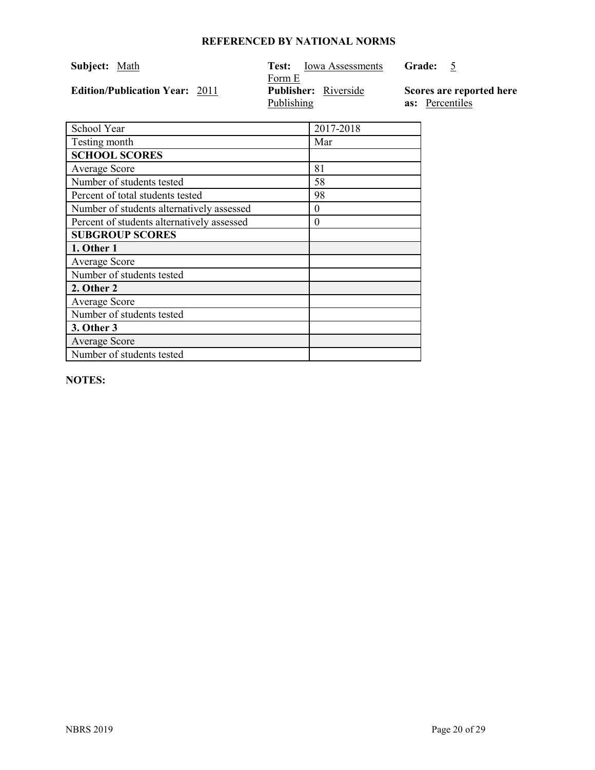## REFERENCED BY NATIONAL NORMS

**Subject:** Math | **Test:** Iowa Assessments Form E | **Grade:** 5

**Edition/Publication Year:** 2011 | **Publisher:** Riverside Publishing | **Scores are reported here as:** Percentiles

| School Year | 2017-2018 |
|---|---|
| Testing month | Mar |
| **SCHOOL SCORES** | |
| Average Score | 81 |
| Number of students tested | 58 |
| Percent of total students tested | 98 |
| Number of students alternatively assessed | 0 |
| Percent of students alternatively assessed | 0 |
| **SUBGROUP SCORES** | |
| **1. Other 1** | |
| Average Score | |
| Number of students tested | |
| **2. Other 2** | |
| Average Score | |
| Number of students tested | |
| **3. Other 3** | |
| Average Score | |
| Number of students tested | |

**NOTES:**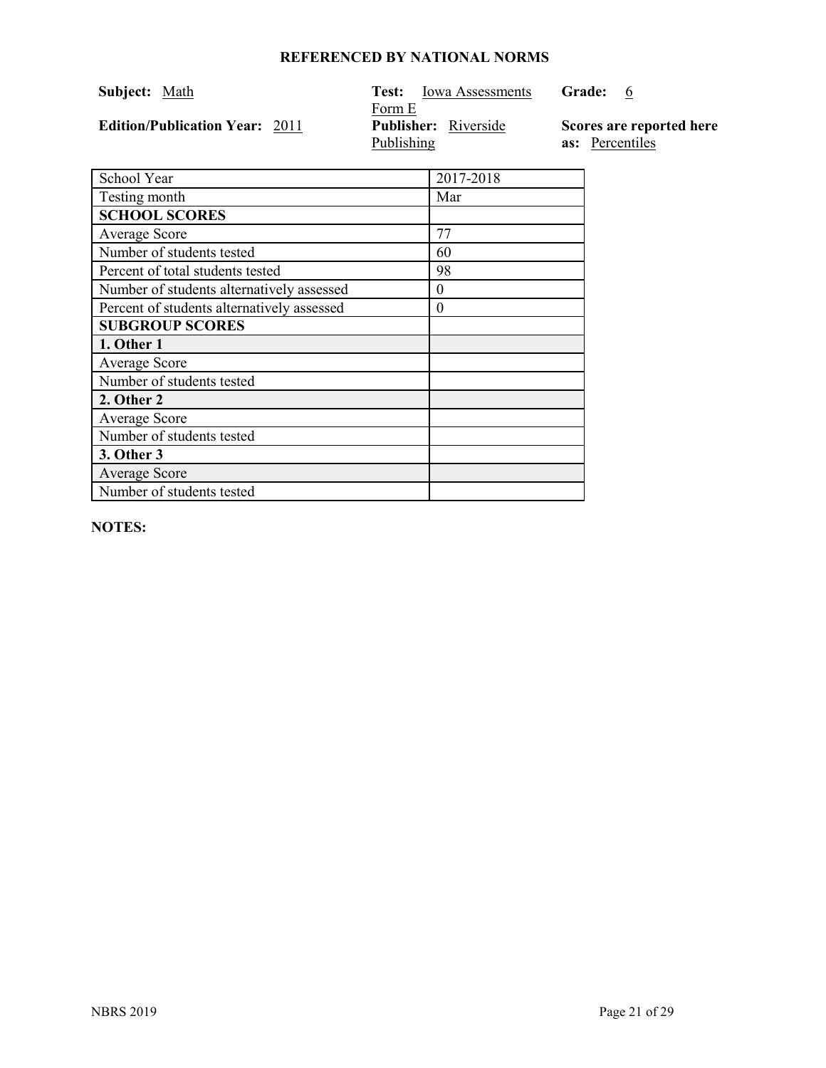**REFERENCED BY NATIONAL NORMS**

**Subject:** Math

**Test:** Iowa Assessments Form E

**Grade:** 6

**Edition/Publication Year:** 2011

**Publisher:** Riverside Publishing

**Scores are reported here as:** Percentiles

| School Year | 2017-2018 |
|---|---|
| Testing month | Mar |
| **SCHOOL SCORES** | |
| Average Score | 77 |
| Number of students tested | 60 |
| Percent of total students tested | 98 |
| Number of students alternatively assessed | 0 |
| Percent of students alternatively assessed | 0 |
| **SUBGROUP SCORES** | |
| **1. Other 1** | |
| Average Score | |
| Number of students tested | |
| **2. Other 2** | |
| Average Score | |
| Number of students tested | |
| **3. Other 3** | |
| Average Score | |
| Number of students tested | |

**NOTES:**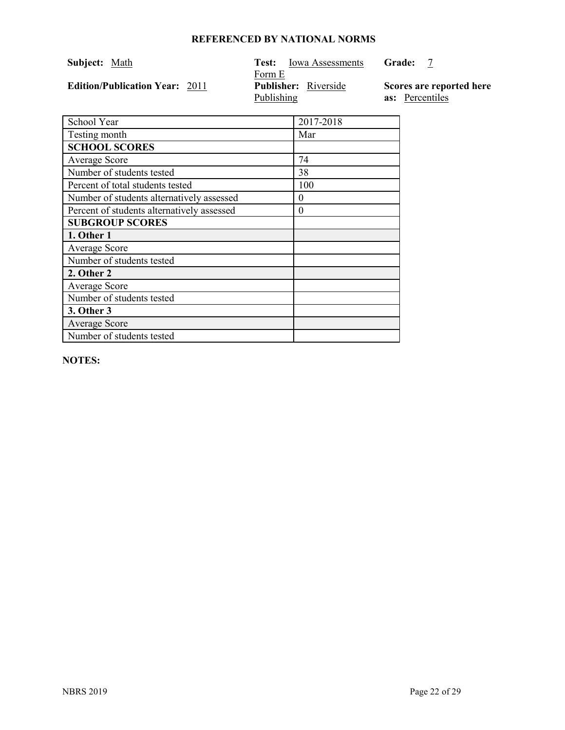## REFERENCED BY NATIONAL NORMS

**Subject:** Math

**Test:** Iowa Assessments Form E

**Grade:** 7

**Edition/Publication Year:** 2011

**Publisher:** Riverside Publishing

**Scores are reported here as:** Percentiles

| School Year | 2017-2018 |
|---|---|
| Testing month | Mar |
| **SCHOOL SCORES** | |
| Average Score | 74 |
| Number of students tested | 38 |
| Percent of total students tested | 100 |
| Number of students alternatively assessed | 0 |
| Percent of students alternatively assessed | 0 |
| **SUBGROUP SCORES** | |
| **1. Other 1** | |
| Average Score | |
| Number of students tested | |
| **2. Other 2** | |
| Average Score | |
| Number of students tested | |
| **3. Other 3** | |
| Average Score | |
| Number of students tested | |

**NOTES:**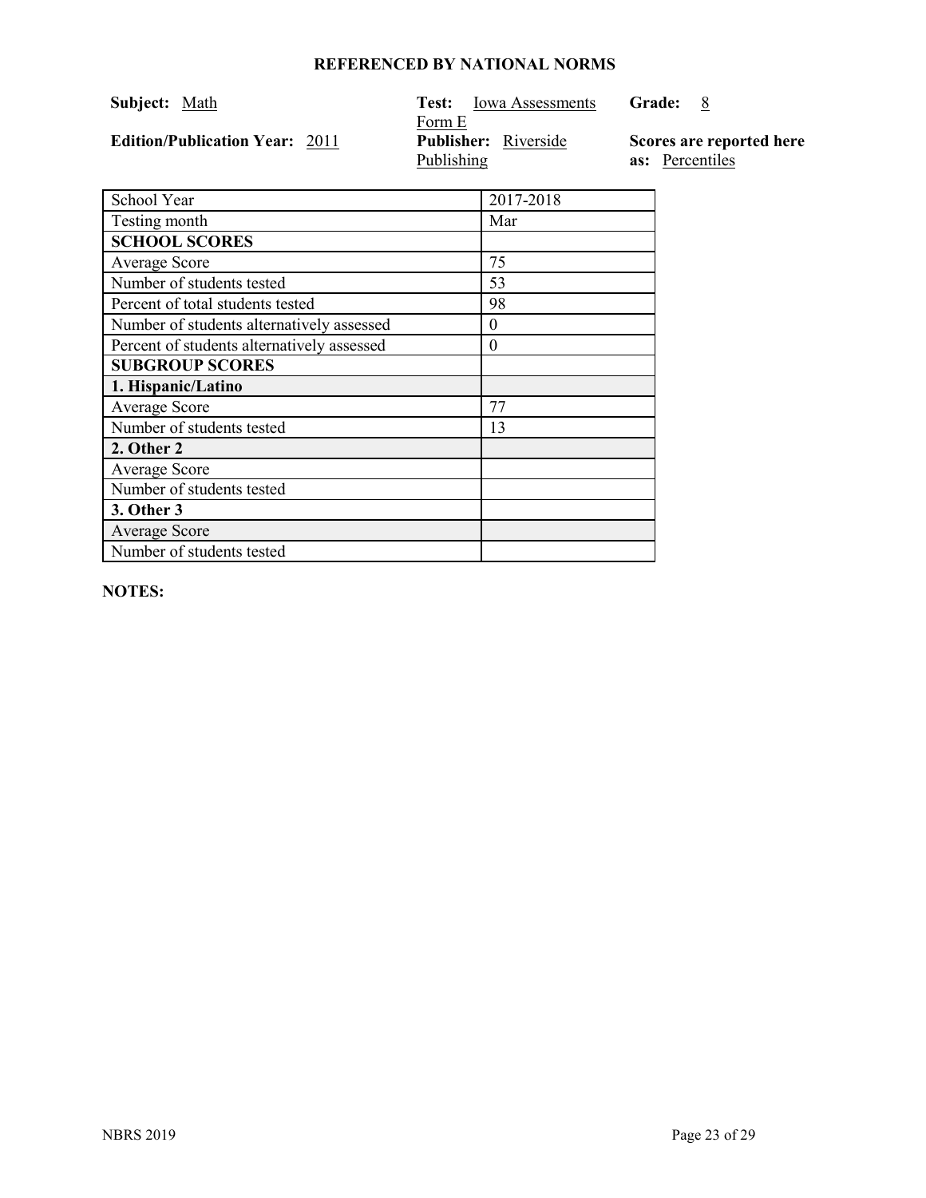# REFERENCED BY NATIONAL NORMS

**Subject:** Math

**Test:** Iowa Assessments Form E

**Grade:** 8

**Edition/Publication Year:** 2011

**Publisher:** Riverside Publishing

**Scores are reported here as:** Percentiles

| School Year | 2017-2018 |
| --- | --- |
| Testing month | Mar |
| **SCHOOL SCORES** | |
| Average Score | 75 |
| Number of students tested | 53 |
| Percent of total students tested | 98 |
| Number of students alternatively assessed | 0 |
| Percent of students alternatively assessed | 0 |
| **SUBGROUP SCORES** | |
| **1. Hispanic/Latino** | |
| Average Score | 77 |
| Number of students tested | 13 |
| **2. Other 2** | |
| Average Score | |
| Number of students tested | |
| **3. Other 3** | |
| Average Score | |
| Number of students tested | |

**NOTES:**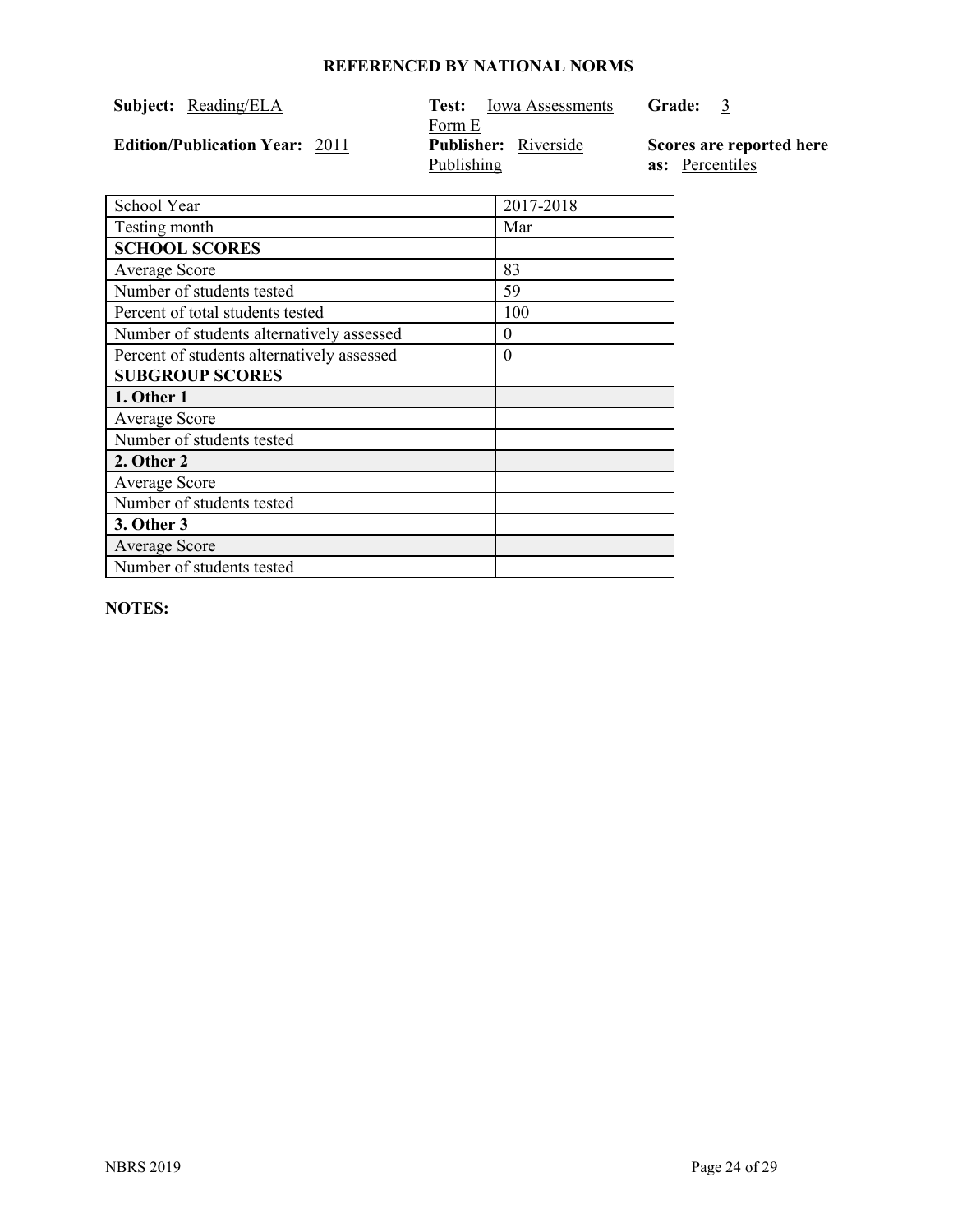## REFERENCED BY NATIONAL NORMS

**Subject:** Reading/ELA **Test:** Iowa Assessments Form E **Grade:** 3

**Edition/Publication Year:** 2011 **Publisher:** Riverside Publishing **Scores are reported here as:** Percentiles

| School Year | 2017-2018 |
|---|---|
| Testing month | Mar |
| **SCHOOL SCORES** | |
| Average Score | 83 |
| Number of students tested | 59 |
| Percent of total students tested | 100 |
| Number of students alternatively assessed | 0 |
| Percent of students alternatively assessed | 0 |
| **SUBGROUP SCORES** | |
| **1. Other 1** | |
| Average Score | |
| Number of students tested | |
| **2. Other 2** | |
| Average Score | |
| Number of students tested | |
| **3. Other 3** | |
| Average Score | |
| Number of students tested | |

**NOTES:**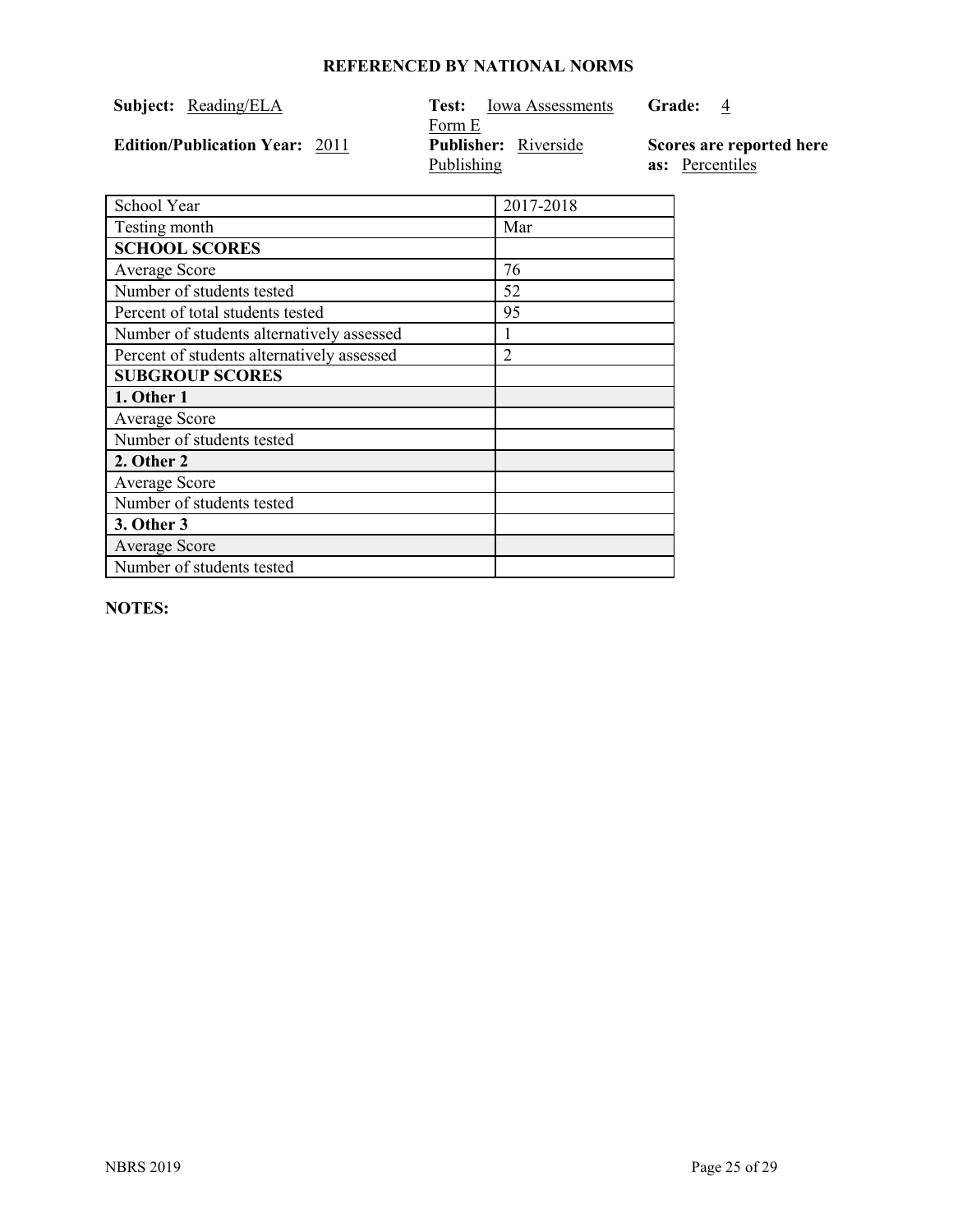## REFERENCED BY NATIONAL NORMS

**Subject:** Reading/ELA

**Test:** Iowa Assessments Form E

**Grade:** 4

**Edition/Publication Year:** 2011

**Publisher:** Riverside Publishing

**Scores are reported here as:** Percentiles

| School Year | 2017-2018 |
|---|---|
| Testing month | Mar |
| **SCHOOL SCORES** | |
| Average Score | 76 |
| Number of students tested | 52 |
| Percent of total students tested | 95 |
| Number of students alternatively assessed | 1 |
| Percent of students alternatively assessed | 2 |
| **SUBGROUP SCORES** | |
| **1. Other 1** | |
| Average Score | |
| Number of students tested | |
| **2. Other 2** | |
| Average Score | |
| Number of students tested | |
| **3. Other 3** | |
| Average Score | |
| Number of students tested | |

**NOTES:**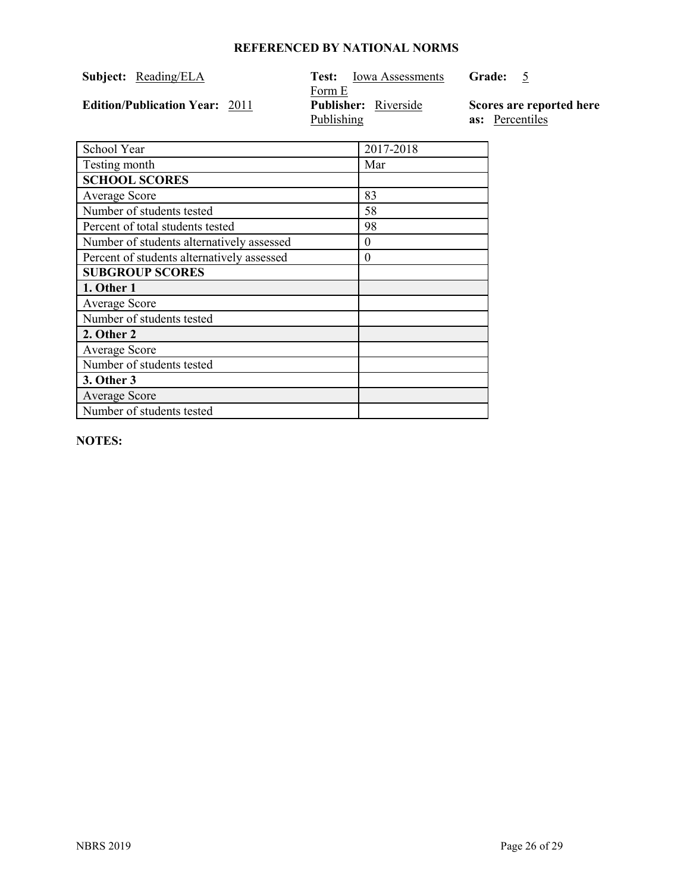# REFERENCED BY NATIONAL NORMS

**Subject:** Reading/ELA

**Test:** Iowa Assessments Form E

**Grade:** 5

**Edition/Publication Year:** 2011

**Publisher:** Riverside Publishing

**Scores are reported here as:** Percentiles

| School Year | 2017-2018 |
| --- | --- |
| Testing month | Mar |
| **SCHOOL SCORES** | |
| Average Score | 83 |
| Number of students tested | 58 |
| Percent of total students tested | 98 |
| Number of students alternatively assessed | 0 |
| Percent of students alternatively assessed | 0 |
| **SUBGROUP SCORES** | |
| **1. Other 1** | |
| Average Score | |
| Number of students tested | |
| **2. Other 2** | |
| Average Score | |
| Number of students tested | |
| **3. Other 3** | |
| Average Score | |
| Number of students tested | |

**NOTES:**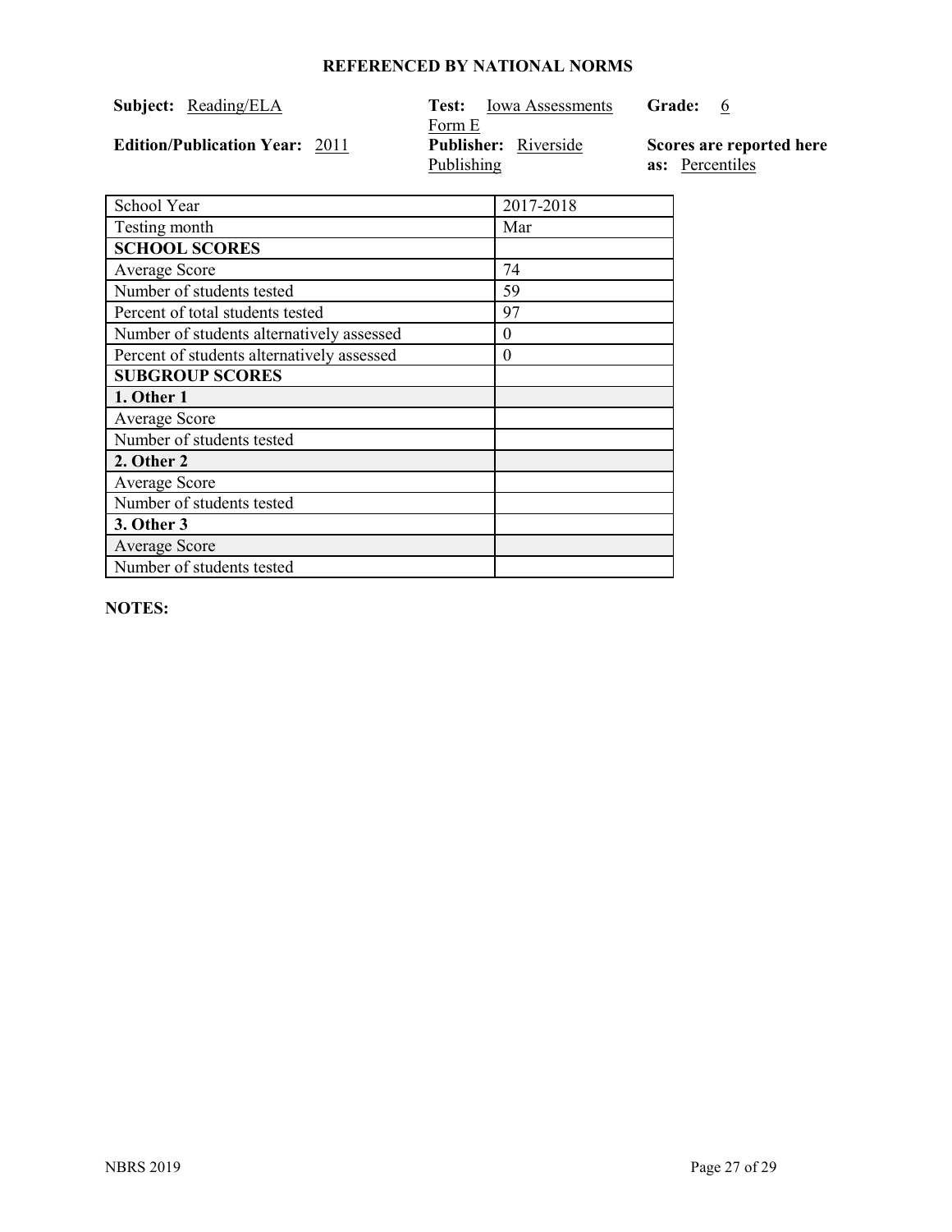**REFERENCED BY NATIONAL NORMS**

**Subject:** Reading/ELA

**Test:** Iowa Assessments Form E

**Grade:** 6

**Edition/Publication Year:** 2011

**Publisher:** Riverside Publishing

**Scores are reported here as:** Percentiles

| School Year | 2017-2018 |
|---|---|
| Testing month | Mar |
| **SCHOOL SCORES** | |
| Average Score | 74 |
| Number of students tested | 59 |
| Percent of total students tested | 97 |
| Number of students alternatively assessed | 0 |
| Percent of students alternatively assessed | 0 |
| **SUBGROUP SCORES** | |
| **1. Other 1** | |
| Average Score | |
| Number of students tested | |
| **2. Other 2** | |
| Average Score | |
| Number of students tested | |
| **3. Other 3** | |
| Average Score | |
| Number of students tested | |

**NOTES:**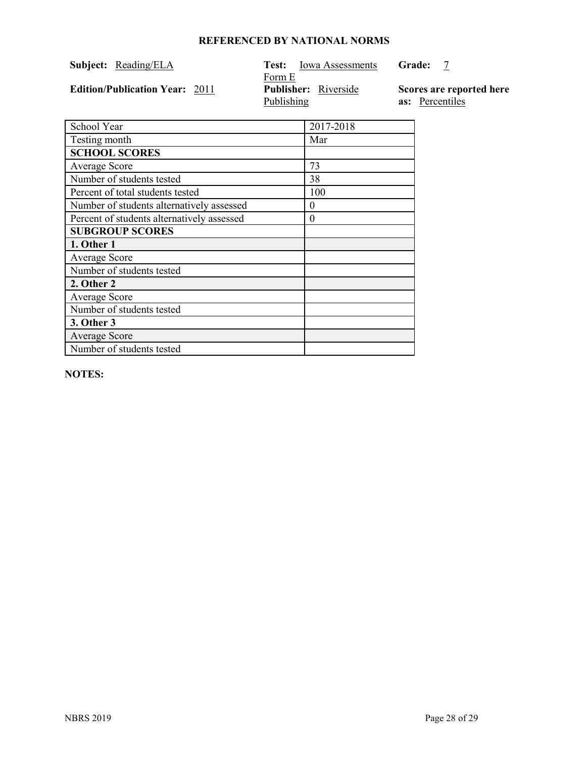**REFERENCED BY NATIONAL NORMS**

**Subject:** Reading/ELA

**Test:** Iowa Assessments Form E

**Grade:** 7

**Edition/Publication Year:** 2011

**Publisher:** Riverside Publishing

**Scores are reported here as:** Percentiles

| School Year | 2017-2018 |
| --- | --- |
| Testing month | Mar |
| **SCHOOL SCORES** | |
| Average Score | 73 |
| Number of students tested | 38 |
| Percent of total students tested | 100 |
| Number of students alternatively assessed | 0 |
| Percent of students alternatively assessed | 0 |
| **SUBGROUP SCORES** | |
| **1. Other 1** | |
| Average Score | |
| Number of students tested | |
| **2. Other 2** | |
| Average Score | |
| Number of students tested | |
| **3. Other 3** | |
| Average Score | |
| Number of students tested | |

**NOTES:**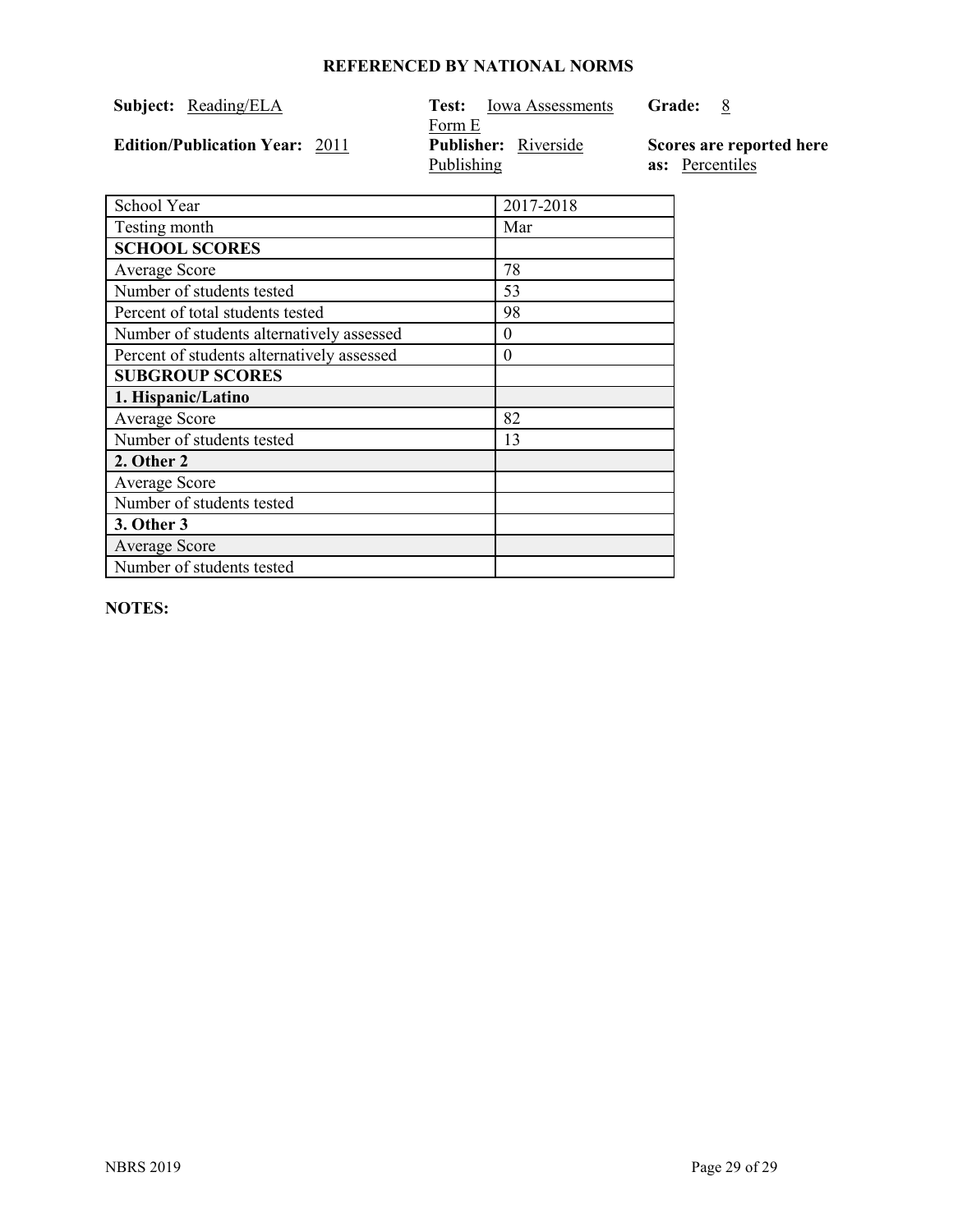**REFERENCED BY NATIONAL NORMS**

**Subject:** Reading/ELA  **Test:** Iowa Assessments Form E  **Grade:** 8

**Edition/Publication Year:** 2011  **Publisher:** Riverside Publishing  **Scores are reported here as:** Percentiles

| | |
|---|---|
| School Year | 2017-2018 |
| Testing month | Mar |
| **SCHOOL SCORES** | |
| Average Score | 78 |
| Number of students tested | 53 |
| Percent of total students tested | 98 |
| Number of students alternatively assessed | 0 |
| Percent of students alternatively assessed | 0 |
| **SUBGROUP SCORES** | |
| **1. Hispanic/Latino** | |
| Average Score | 82 |
| Number of students tested | 13 |
| **2. Other 2** | |
| Average Score | |
| Number of students tested | |
| **3. Other 3** | |
| Average Score | |
| Number of students tested | |

**NOTES:**